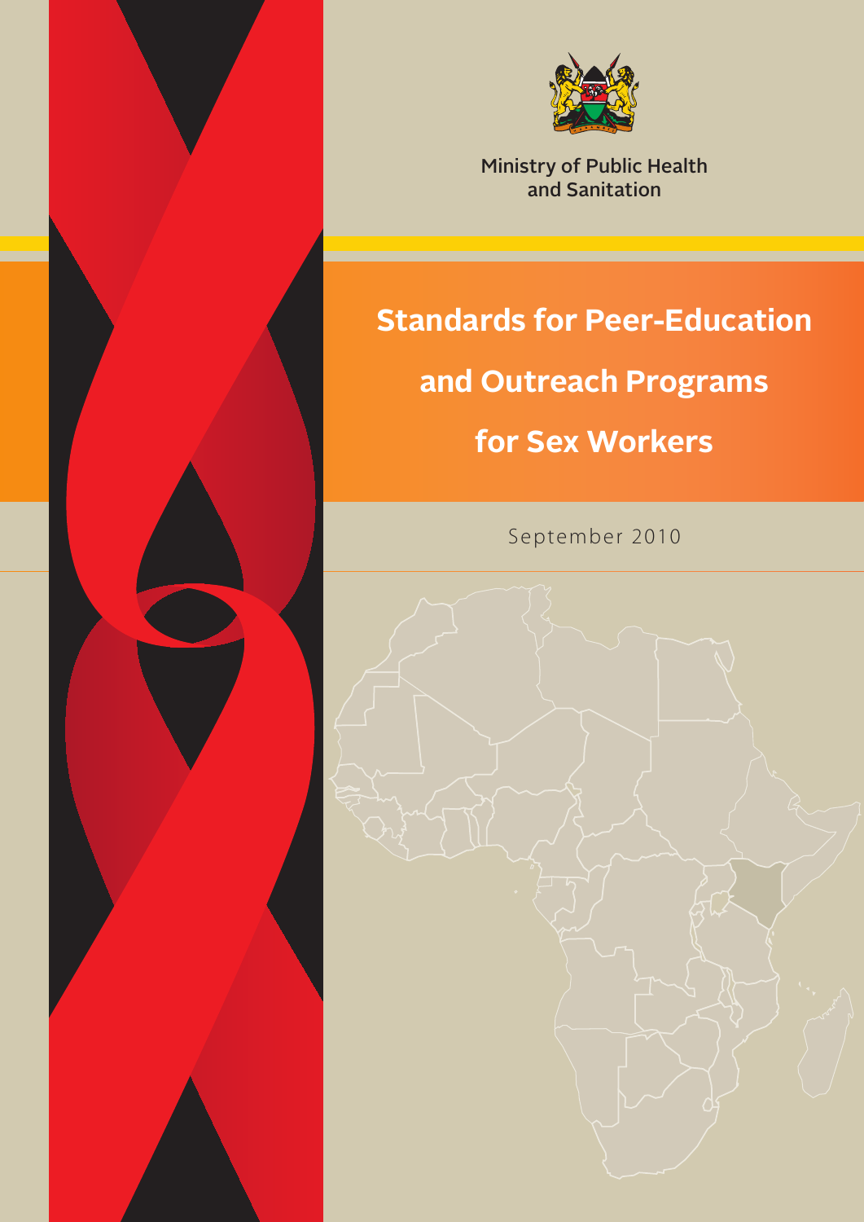Ministry of Public Health
and Sanitation

# Standards for Peer-Education and Outreach Programs for Sex Workers

September 2010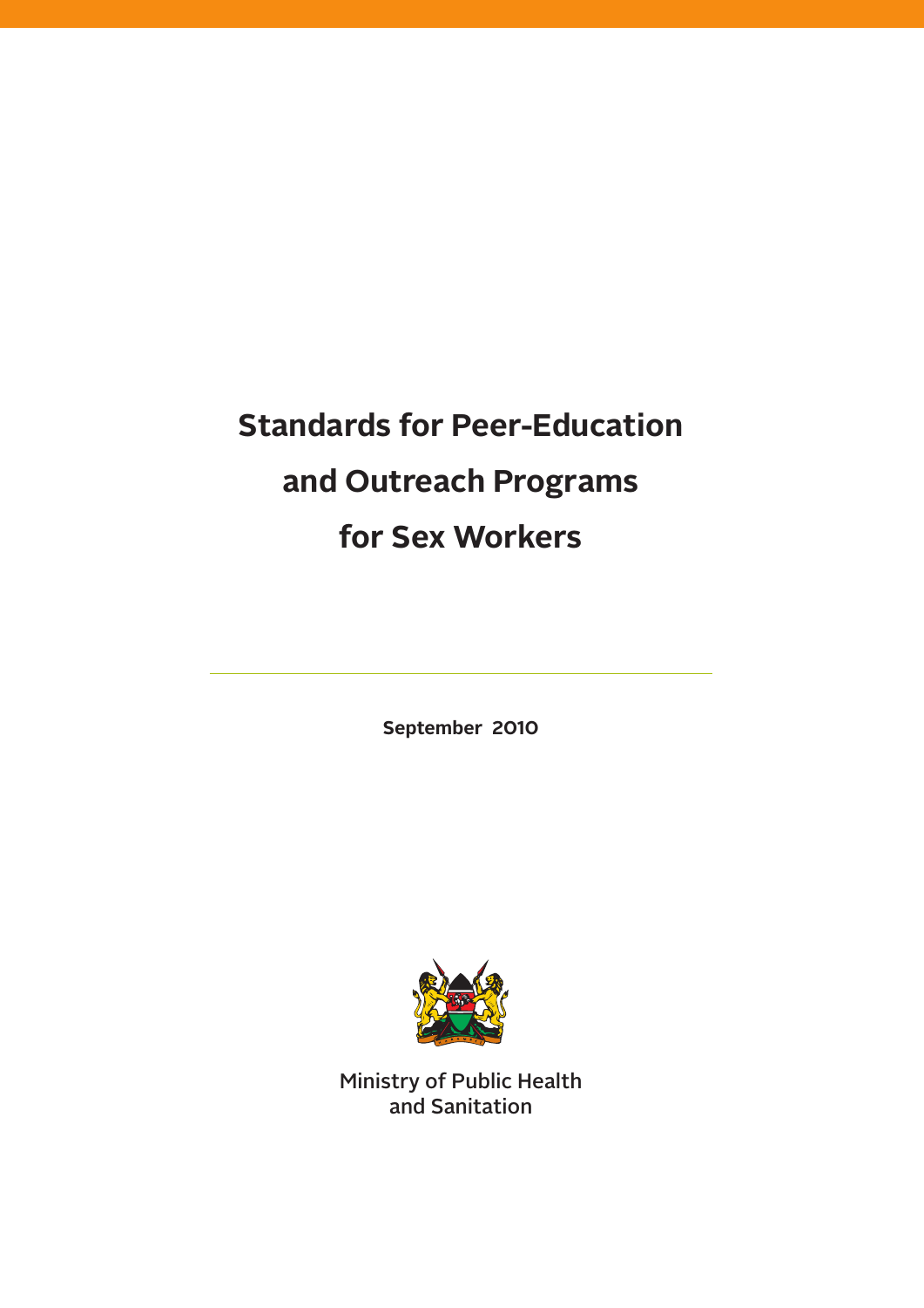# Standards for Peer-Education and Outreach Programs for Sex Workers

**September 2010**

Ministry of Public Health
and Sanitation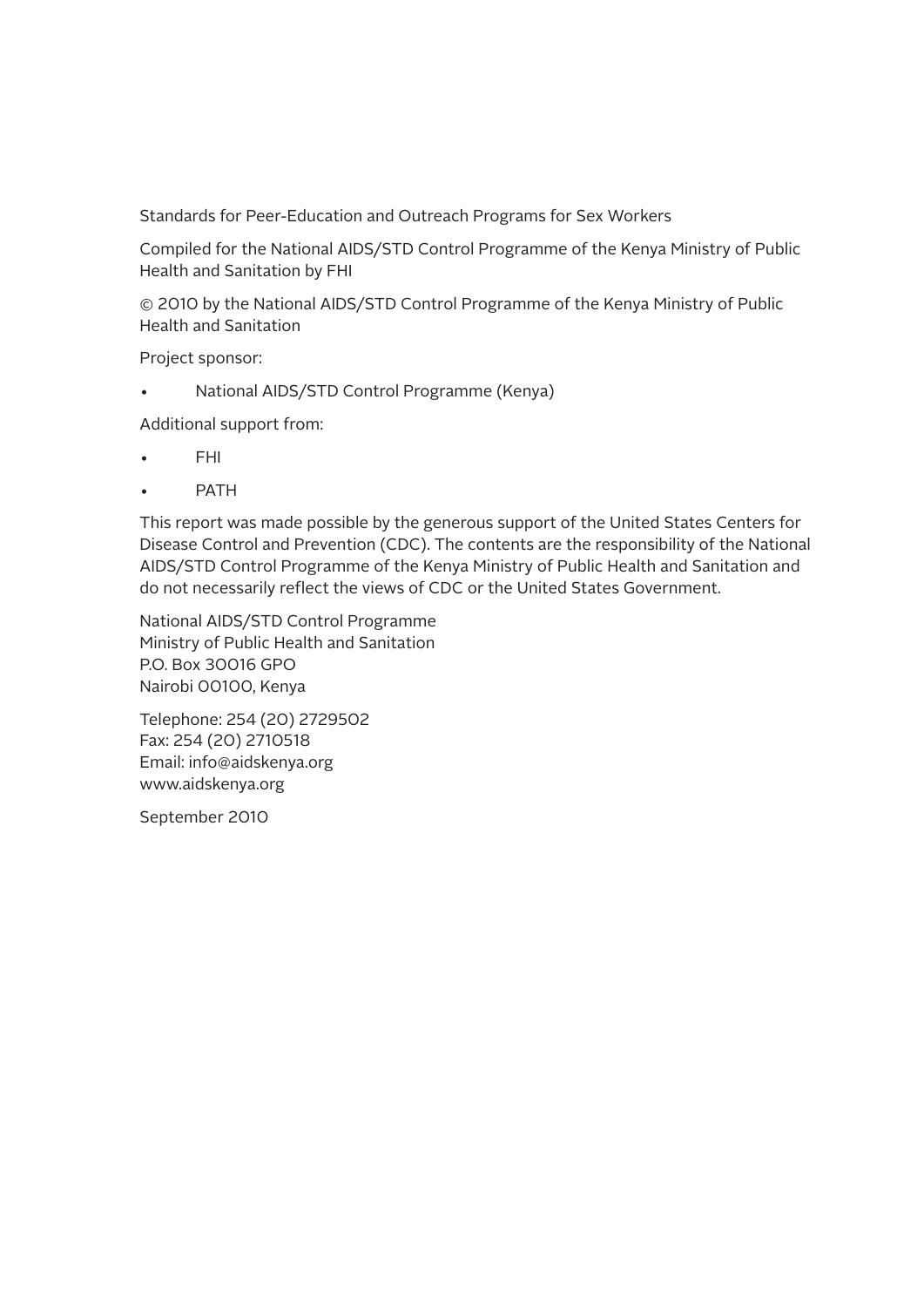Standards for Peer-Education and Outreach Programs for Sex Workers

Compiled for the National AIDS/STD Control Programme of the Kenya Ministry of Public Health and Sanitation by FHI

© 2010 by the National AIDS/STD Control Programme of the Kenya Ministry of Public Health and Sanitation

Project sponsor:

- National AIDS/STD Control Programme (Kenya)

Additional support from:

- FHI
- PATH

This report was made possible by the generous support of the United States Centers for Disease Control and Prevention (CDC). The contents are the responsibility of the National AIDS/STD Control Programme of the Kenya Ministry of Public Health and Sanitation and do not necessarily reflect the views of CDC or the United States Government.

National AIDS/STD Control Programme
Ministry of Public Health and Sanitation
P.O. Box 30016 GPO
Nairobi 00100, Kenya

Telephone: 254 (20) 2729502
Fax: 254 (20) 2710518
Email: info@aidskenya.org
www.aidskenya.org

September 2010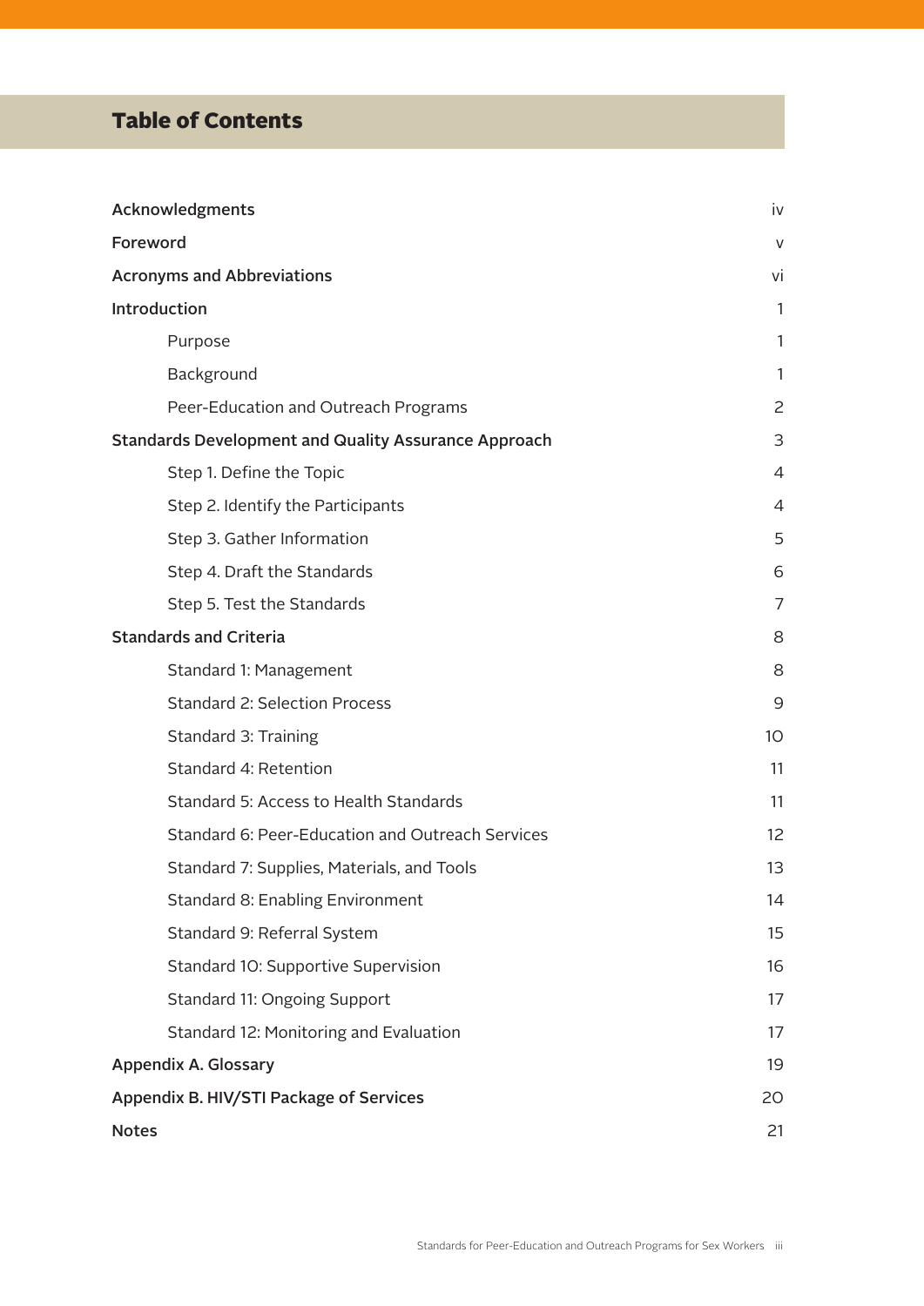# Table of Contents

| | |
|---|---|
| **Acknowledgments** | iv |
| **Foreword** | v |
| **Acronyms and Abbreviations** | vi |
| **Introduction** | 1 |
| Purpose | 1 |
| Background | 1 |
| Peer-Education and Outreach Programs | 2 |
| **Standards Development and Quality Assurance Approach** | 3 |
| Step 1. Define the Topic | 4 |
| Step 2. Identify the Participants | 4 |
| Step 3. Gather Information | 5 |
| Step 4. Draft the Standards | 6 |
| Step 5. Test the Standards | 7 |
| **Standards and Criteria** | 8 |
| Standard 1: Management | 8 |
| Standard 2: Selection Process | 9 |
| Standard 3: Training | 10 |
| Standard 4: Retention | 11 |
| Standard 5: Access to Health Standards | 11 |
| Standard 6: Peer-Education and Outreach Services | 12 |
| Standard 7: Supplies, Materials, and Tools | 13 |
| Standard 8: Enabling Environment | 14 |
| Standard 9: Referral System | 15 |
| Standard 10: Supportive Supervision | 16 |
| Standard 11: Ongoing Support | 17 |
| Standard 12: Monitoring and Evaluation | 17 |
| **Appendix A. Glossary** | 19 |
| **Appendix B. HIV/STI Package of Services** | 20 |
| **Notes** | 21 |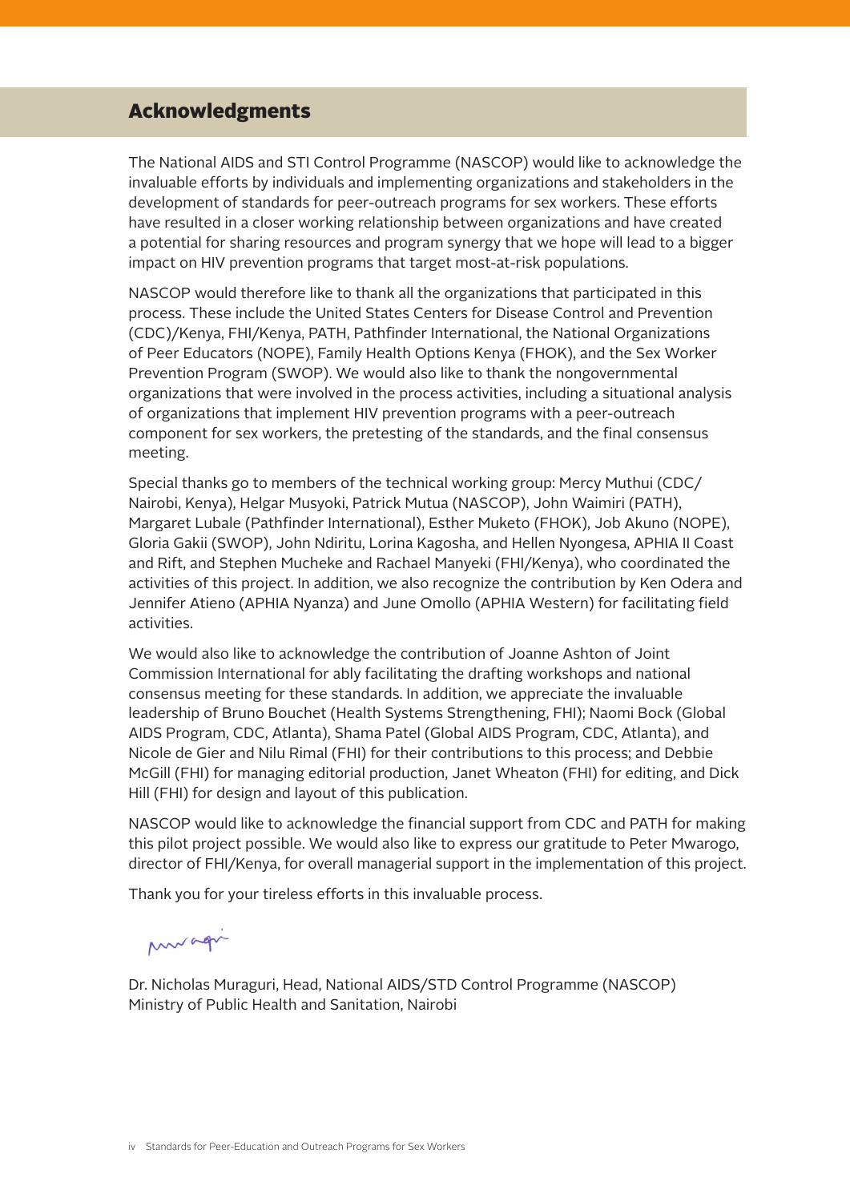## Acknowledgments

The National AIDS and STI Control Programme (NASCOP) would like to acknowledge the invaluable efforts by individuals and implementing organizations and stakeholders in the development of standards for peer-outreach programs for sex workers. These efforts have resulted in a closer working relationship between organizations and have created a potential for sharing resources and program synergy that we hope will lead to a bigger impact on HIV prevention programs that target most-at-risk populations.

NASCOP would therefore like to thank all the organizations that participated in this process. These include the United States Centers for Disease Control and Prevention (CDC)/Kenya, FHI/Kenya, PATH, Pathfinder International, the National Organizations of Peer Educators (NOPE), Family Health Options Kenya (FHOK), and the Sex Worker Prevention Program (SWOP). We would also like to thank the nongovernmental organizations that were involved in the process activities, including a situational analysis of organizations that implement HIV prevention programs with a peer-outreach component for sex workers, the pretesting of the standards, and the final consensus meeting.

Special thanks go to members of the technical working group: Mercy Muthui (CDC/Nairobi, Kenya), Helgar Musyoki, Patrick Mutua (NASCOP), John Waimiri (PATH), Margaret Lubale (Pathfinder International), Esther Muketo (FHOK), Job Akuno (NOPE), Gloria Gakii (SWOP), John Ndiritu, Lorina Kagosha, and Hellen Nyongesa, APHIA II Coast and Rift, and Stephen Mucheke and Rachael Manyeki (FHI/Kenya), who coordinated the activities of this project. In addition, we also recognize the contribution by Ken Odera and Jennifer Atieno (APHIA Nyanza) and June Omollo (APHIA Western) for facilitating field activities.

We would also like to acknowledge the contribution of Joanne Ashton of Joint Commission International for ably facilitating the drafting workshops and national consensus meeting for these standards. In addition, we appreciate the invaluable leadership of Bruno Bouchet (Health Systems Strengthening, FHI); Naomi Bock (Global AIDS Program, CDC, Atlanta), Shama Patel (Global AIDS Program, CDC, Atlanta), and Nicole de Gier and Nilu Rimal (FHI) for their contributions to this process; and Debbie McGill (FHI) for managing editorial production, Janet Wheaton (FHI) for editing, and Dick Hill (FHI) for design and layout of this publication.

NASCOP would like to acknowledge the financial support from CDC and PATH for making this pilot project possible. We would also like to express our gratitude to Peter Mwarogo, director of FHI/Kenya, for overall managerial support in the implementation of this project.

Thank you for your tireless efforts in this invaluable process.

Dr. Nicholas Muraguri, Head, National AIDS/STD Control Programme (NASCOP)
Ministry of Public Health and Sanitation, Nairobi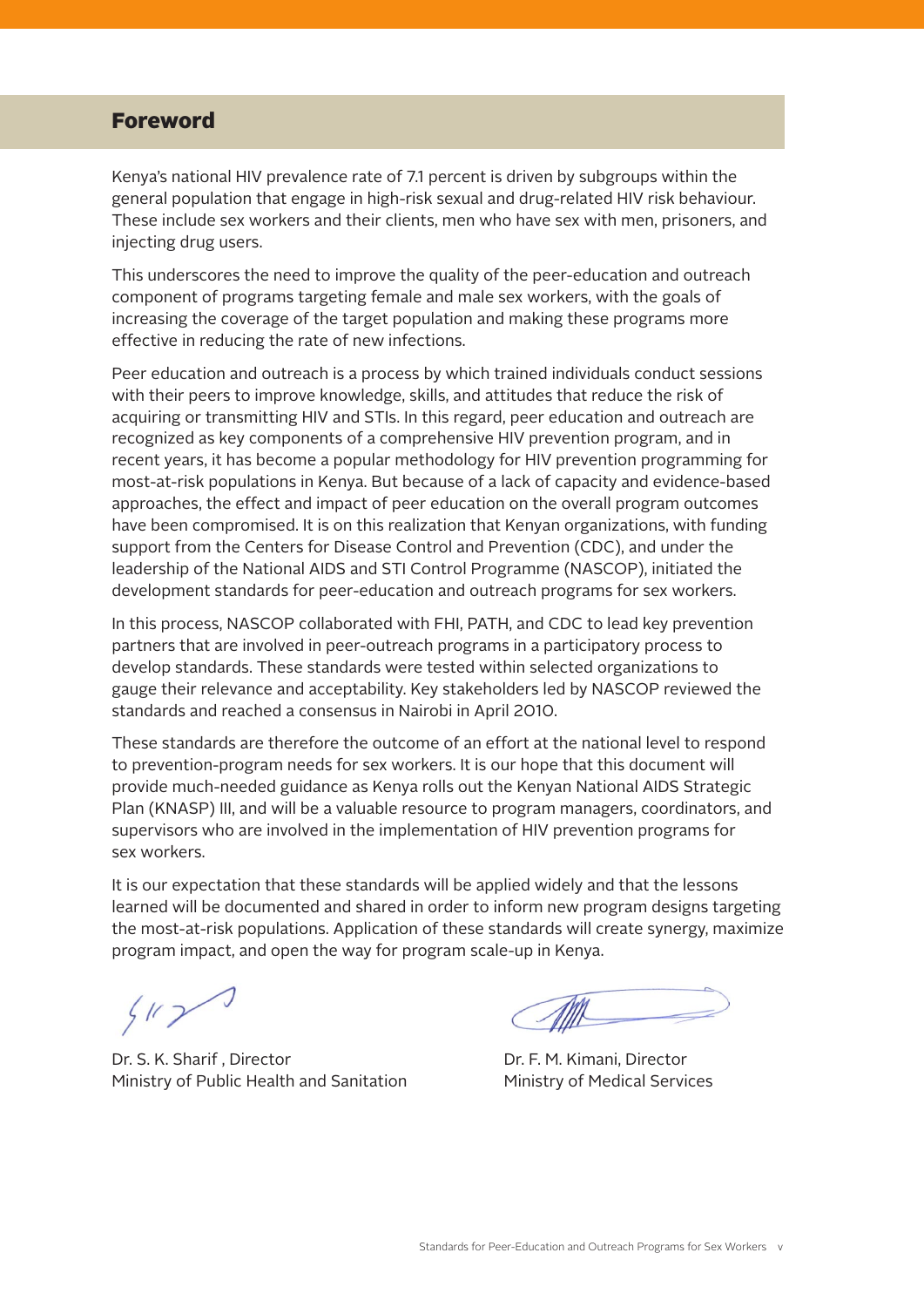## Foreword

Kenya's national HIV prevalence rate of 7.1 percent is driven by subgroups within the general population that engage in high-risk sexual and drug-related HIV risk behaviour. These include sex workers and their clients, men who have sex with men, prisoners, and injecting drug users.

This underscores the need to improve the quality of the peer-education and outreach component of programs targeting female and male sex workers, with the goals of increasing the coverage of the target population and making these programs more effective in reducing the rate of new infections.

Peer education and outreach is a process by which trained individuals conduct sessions with their peers to improve knowledge, skills, and attitudes that reduce the risk of acquiring or transmitting HIV and STIs. In this regard, peer education and outreach are recognized as key components of a comprehensive HIV prevention program, and in recent years, it has become a popular methodology for HIV prevention programming for most-at-risk populations in Kenya. But because of a lack of capacity and evidence-based approaches, the effect and impact of peer education on the overall program outcomes have been compromised. It is on this realization that Kenyan organizations, with funding support from the Centers for Disease Control and Prevention (CDC), and under the leadership of the National AIDS and STI Control Programme (NASCOP), initiated the development standards for peer-education and outreach programs for sex workers.

In this process, NASCOP collaborated with FHI, PATH, and CDC to lead key prevention partners that are involved in peer-outreach programs in a participatory process to develop standards. These standards were tested within selected organizations to gauge their relevance and acceptability. Key stakeholders led by NASCOP reviewed the standards and reached a consensus in Nairobi in April 2010.

These standards are therefore the outcome of an effort at the national level to respond to prevention-program needs for sex workers. It is our hope that this document will provide much-needed guidance as Kenya rolls out the Kenyan National AIDS Strategic Plan (KNASP) III, and will be a valuable resource to program managers, coordinators, and supervisors who are involved in the implementation of HIV prevention programs for sex workers.

It is our expectation that these standards will be applied widely and that the lessons learned will be documented and shared in order to inform new program designs targeting the most-at-risk populations. Application of these standards will create synergy, maximize program impact, and open the way for program scale-up in Kenya.

Dr. S. K. Sharif , Director
Ministry of Public Health and Sanitation

Dr. F. M. Kimani, Director
Ministry of Medical Services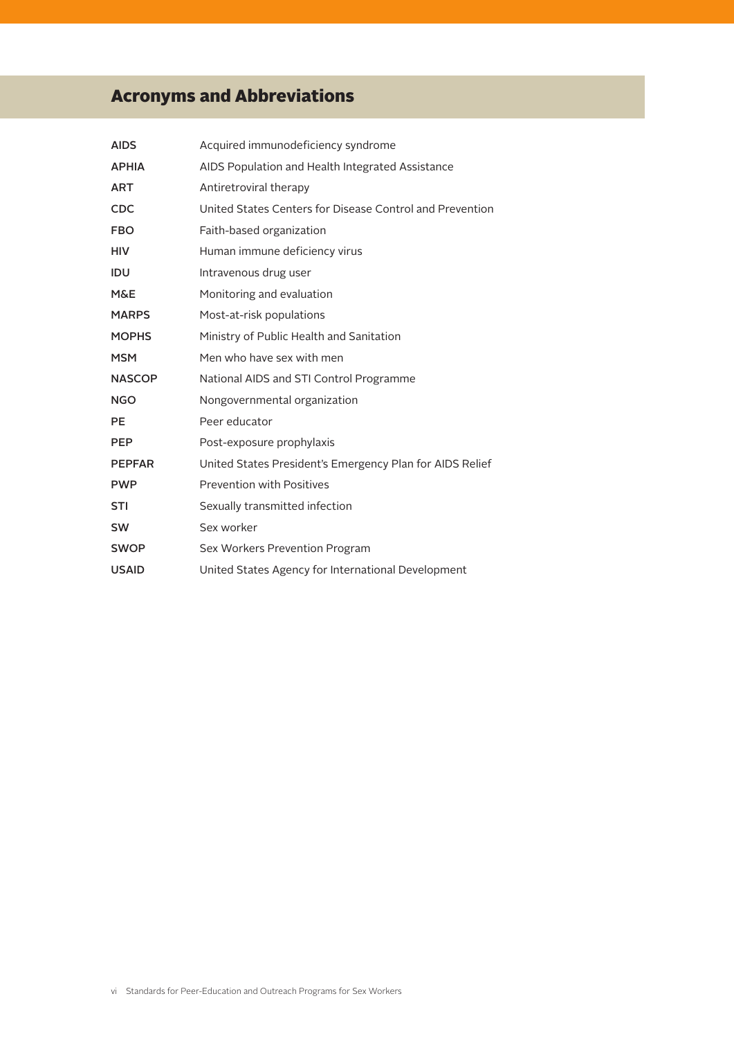## Acronyms and Abbreviations

| | |
|---|---|
| **AIDS** | Acquired immunodeficiency syndrome |
| **APHIA** | AIDS Population and Health Integrated Assistance |
| **ART** | Antiretroviral therapy |
| **CDC** | United States Centers for Disease Control and Prevention |
| **FBO** | Faith-based organization |
| **HIV** | Human immune deficiency virus |
| **IDU** | Intravenous drug user |
| **M&E** | Monitoring and evaluation |
| **MARPS** | Most-at-risk populations |
| **MOPHS** | Ministry of Public Health and Sanitation |
| **MSM** | Men who have sex with men |
| **NASCOP** | National AIDS and STI Control Programme |
| **NGO** | Nongovernmental organization |
| **PE** | Peer educator |
| **PEP** | Post-exposure prophylaxis |
| **PEPFAR** | United States President's Emergency Plan for AIDS Relief |
| **PWP** | Prevention with Positives |
| **STI** | Sexually transmitted infection |
| **SW** | Sex worker |
| **SWOP** | Sex Workers Prevention Program |
| **USAID** | United States Agency for International Development |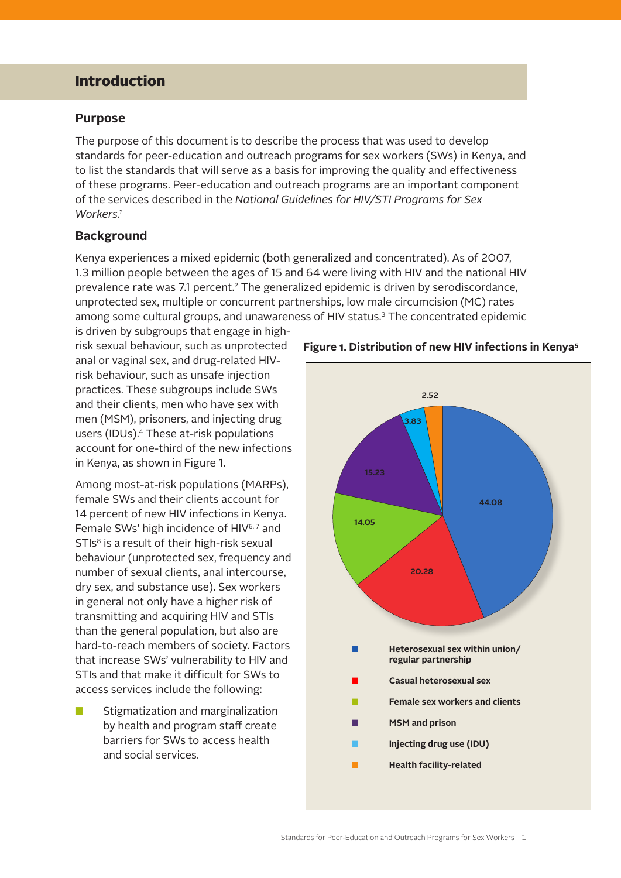## Introduction

### Purpose

The purpose of this document is to describe the process that was used to develop standards for peer-education and outreach programs for sex workers (SWs) in Kenya, and to list the standards that will serve as a basis for improving the quality and effectiveness of these programs. Peer-education and outreach programs are an important component of the services described in the *National Guidelines for HIV/STI Programs for Sex Workers.*[1]

### Background

Kenya experiences a mixed epidemic (both generalized and concentrated). As of 2007, 1.3 million people between the ages of 15 and 64 were living with HIV and the national HIV prevalence rate was 7.1 percent.[2] The generalized epidemic is driven by serodiscordance, unprotected sex, multiple or concurrent partnerships, low male circumcision (MC) rates among some cultural groups, and unawareness of HIV status.[3] The concentrated epidemic is driven by subgroups that engage in high-risk sexual behaviour, such as unprotected anal or vaginal sex, and drug-related HIV-risk behaviour, such as unsafe injection practices. These subgroups include SWs and their clients, men who have sex with men (MSM), prisoners, and injecting drug users (IDUs).[4] These at-risk populations account for one-third of the new infections in Kenya, as shown in Figure 1.

Among most-at-risk populations (MARPs), female SWs and their clients account for 14 percent of new HIV infections in Kenya. Female SWs' high incidence of HIV[6, 7] and STIs[8] is a result of their high-risk sexual behaviour (unprotected sex, frequency and number of sexual clients, anal intercourse, dry sex, and substance use). Sex workers in general not only have a higher risk of transmitting and acquiring HIV and STIs than the general population, but also are hard-to-reach members of society. Factors that increase SWs' vulnerability to HIV and STIs and that make it difficult for SWs to access services include the following:

- Stigmatization and marginalization by health and program staff create barriers for SWs to access health and social services.

**Figure 1. Distribution of new HIV infections in Kenya**[5]

| Category | Percent |
|---|---|
| Heterosexual sex within union/regular partnership | 44.08 |
| Casual heterosexual sex | 20.28 |
| Female sex workers and clients | 14.05 |
| MSM and prison | 15.23 |
| Injecting drug use (IDU) | 3.83 |
| Health facility-related | 2.52 |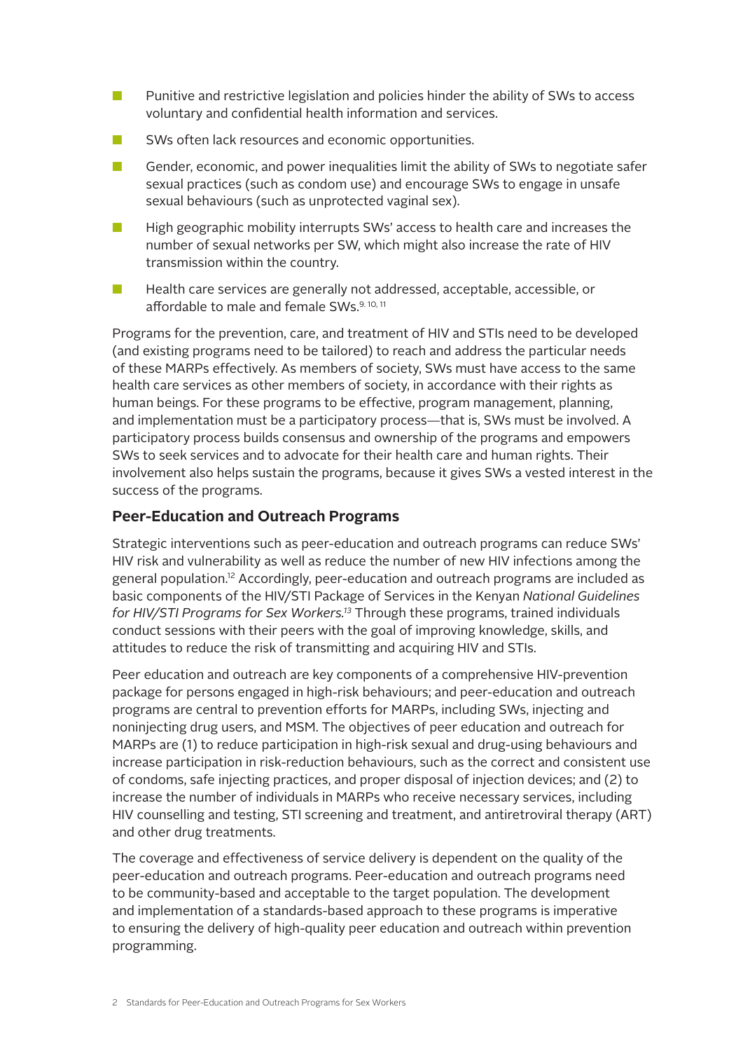- Punitive and restrictive legislation and policies hinder the ability of SWs to access voluntary and confidential health information and services.
- SWs often lack resources and economic opportunities.
- Gender, economic, and power inequalities limit the ability of SWs to negotiate safer sexual practices (such as condom use) and encourage SWs to engage in unsafe sexual behaviours (such as unprotected vaginal sex).
- High geographic mobility interrupts SWs' access to health care and increases the number of sexual networks per SW, which might also increase the rate of HIV transmission within the country.
- Health care services are generally not addressed, acceptable, accessible, or affordable to male and female SWs.[9, 10, 11]

Programs for the prevention, care, and treatment of HIV and STIs need to be developed (and existing programs need to be tailored) to reach and address the particular needs of these MARPs effectively. As members of society, SWs must have access to the same health care services as other members of society, in accordance with their rights as human beings. For these programs to be effective, program management, planning, and implementation must be a participatory process—that is, SWs must be involved. A participatory process builds consensus and ownership of the programs and empowers SWs to seek services and to advocate for their health care and human rights. Their involvement also helps sustain the programs, because it gives SWs a vested interest in the success of the programs.

## Peer-Education and Outreach Programs

Strategic interventions such as peer-education and outreach programs can reduce SWs' HIV risk and vulnerability as well as reduce the number of new HIV infections among the general population.[12] Accordingly, peer-education and outreach programs are included as basic components of the HIV/STI Package of Services in the Kenyan *National Guidelines for HIV/STI Programs for Sex Workers.*[13] Through these programs, trained individuals conduct sessions with their peers with the goal of improving knowledge, skills, and attitudes to reduce the risk of transmitting and acquiring HIV and STIs.

Peer education and outreach are key components of a comprehensive HIV-prevention package for persons engaged in high-risk behaviours; and peer-education and outreach programs are central to prevention efforts for MARPs, including SWs, injecting and noninjecting drug users, and MSM. The objectives of peer education and outreach for MARPs are (1) to reduce participation in high-risk sexual and drug-using behaviours and increase participation in risk-reduction behaviours, such as the correct and consistent use of condoms, safe injecting practices, and proper disposal of injection devices; and (2) to increase the number of individuals in MARPs who receive necessary services, including HIV counselling and testing, STI screening and treatment, and antiretroviral therapy (ART) and other drug treatments.

The coverage and effectiveness of service delivery is dependent on the quality of the peer-education and outreach programs. Peer-education and outreach programs need to be community-based and acceptable to the target population. The development and implementation of a standards-based approach to these programs is imperative to ensuring the delivery of high-quality peer education and outreach within prevention programming.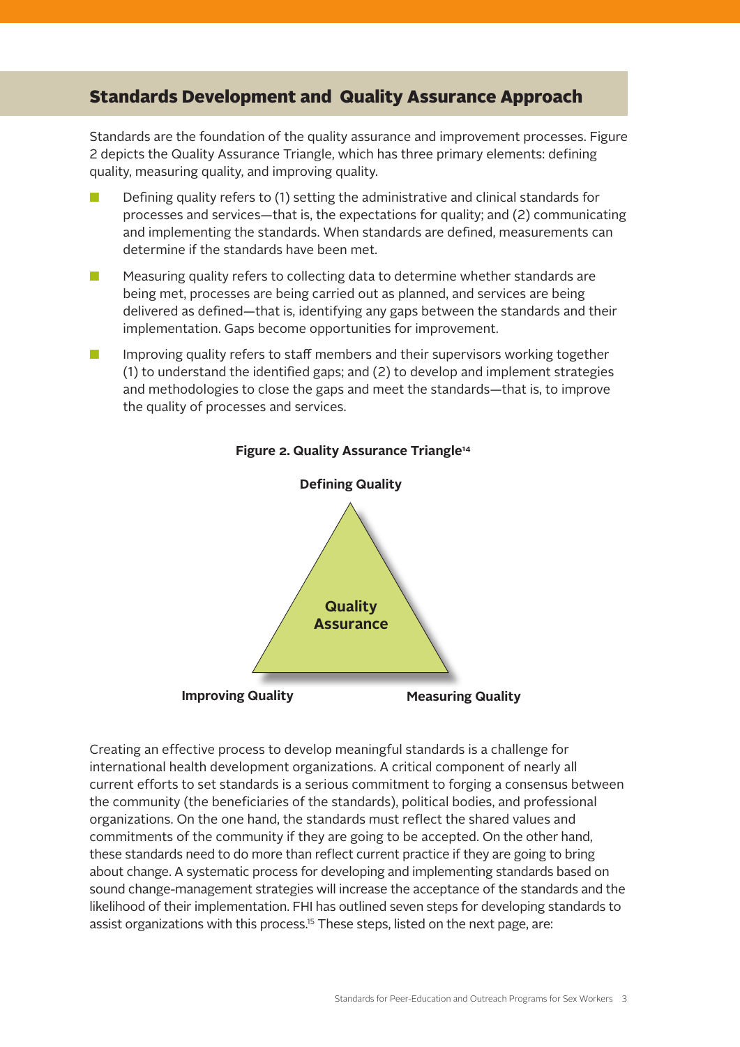## Standards Development and Quality Assurance Approach

Standards are the foundation of the quality assurance and improvement processes. Figure 2 depicts the Quality Assurance Triangle, which has three primary elements: defining quality, measuring quality, and improving quality.

- Defining quality refers to (1) setting the administrative and clinical standards for processes and services—that is, the expectations for quality; and (2) communicating and implementing the standards. When standards are defined, measurements can determine if the standards have been met.
- Measuring quality refers to collecting data to determine whether standards are being met, processes are being carried out as planned, and services are being delivered as defined—that is, identifying any gaps between the standards and their implementation. Gaps become opportunities for improvement.
- Improving quality refers to staff members and their supervisors working together (1) to understand the identified gaps; and (2) to develop and implement strategies and methodologies to close the gaps and meet the standards—that is, to improve the quality of processes and services.

**Figure 2. Quality Assurance Triangle**[14]

Defining Quality

Quality Assurance

Improving Quality

Measuring Quality

Creating an effective process to develop meaningful standards is a challenge for international health development organizations. A critical component of nearly all current efforts to set standards is a serious commitment to forging a consensus between the community (the beneficiaries of the standards), political bodies, and professional organizations. On the one hand, the standards must reflect the shared values and commitments of the community if they are going to be accepted. On the other hand, these standards need to do more than reflect current practice if they are going to bring about change. A systematic process for developing and implementing standards based on sound change-management strategies will increase the acceptance of the standards and the likelihood of their implementation. FHI has outlined seven steps for developing standards to assist organizations with this process.[15] These steps, listed on the next page, are: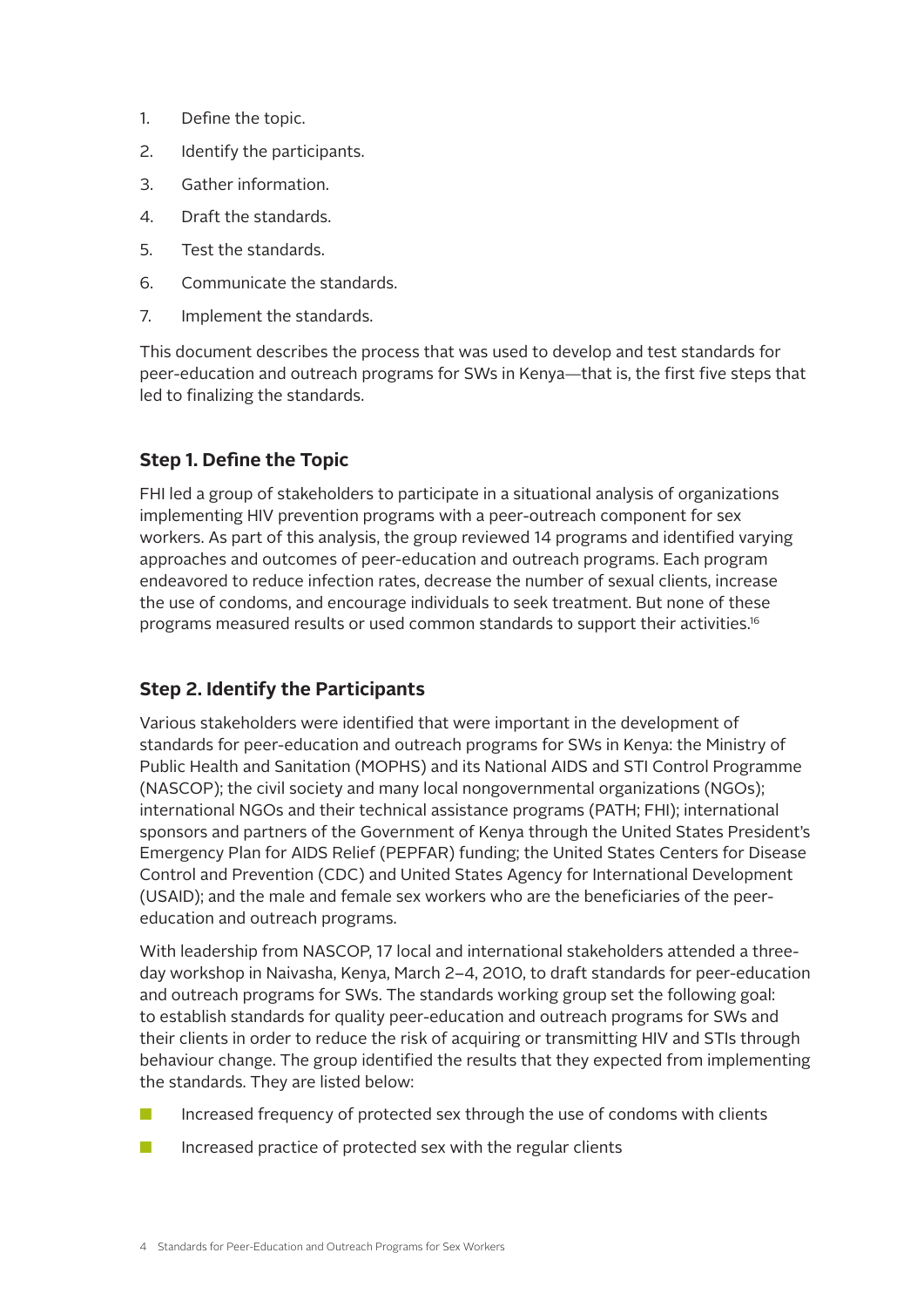1. Define the topic.
2. Identify the participants.
3. Gather information.
4. Draft the standards.
5. Test the standards.
6. Communicate the standards.
7. Implement the standards.

This document describes the process that was used to develop and test standards for peer-education and outreach programs for SWs in Kenya—that is, the first five steps that led to finalizing the standards.

### Step 1. Define the Topic

FHI led a group of stakeholders to participate in a situational analysis of organizations implementing HIV prevention programs with a peer-outreach component for sex workers. As part of this analysis, the group reviewed 14 programs and identified varying approaches and outcomes of peer-education and outreach programs. Each program endeavored to reduce infection rates, decrease the number of sexual clients, increase the use of condoms, and encourage individuals to seek treatment. But none of these programs measured results or used common standards to support their activities.[16]

### Step 2. Identify the Participants

Various stakeholders were identified that were important in the development of standards for peer-education and outreach programs for SWs in Kenya: the Ministry of Public Health and Sanitation (MOPHS) and its National AIDS and STI Control Programme (NASCOP); the civil society and many local nongovernmental organizations (NGOs); international NGOs and their technical assistance programs (PATH; FHI); international sponsors and partners of the Government of Kenya through the United States President's Emergency Plan for AIDS Relief (PEPFAR) funding; the United States Centers for Disease Control and Prevention (CDC) and United States Agency for International Development (USAID); and the male and female sex workers who are the beneficiaries of the peer-education and outreach programs.

With leadership from NASCOP, 17 local and international stakeholders attended a three-day workshop in Naivasha, Kenya, March 2–4, 2010, to draft standards for peer-education and outreach programs for SWs. The standards working group set the following goal: to establish standards for quality peer-education and outreach programs for SWs and their clients in order to reduce the risk of acquiring or transmitting HIV and STIs through behaviour change. The group identified the results that they expected from implementing the standards. They are listed below:

- Increased frequency of protected sex through the use of condoms with clients
- Increased practice of protected sex with the regular clients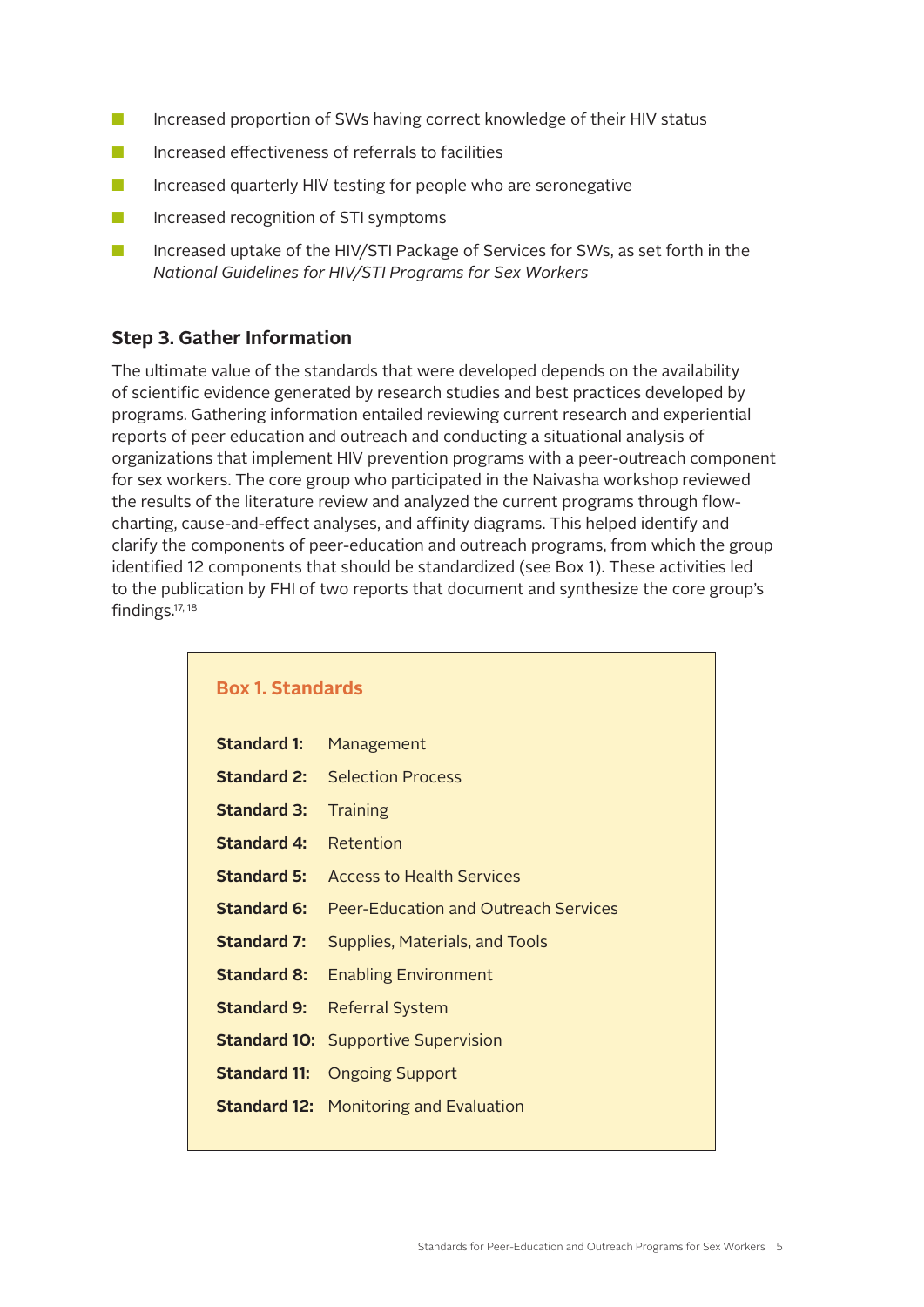- Increased proportion of SWs having correct knowledge of their HIV status
- Increased effectiveness of referrals to facilities
- Increased quarterly HIV testing for people who are seronegative
- Increased recognition of STI symptoms
- Increased uptake of the HIV/STI Package of Services for SWs, as set forth in the *National Guidelines for HIV/STI Programs for Sex Workers*

### Step 3. Gather Information

The ultimate value of the standards that were developed depends on the availability of scientific evidence generated by research studies and best practices developed by programs. Gathering information entailed reviewing current research and experiential reports of peer education and outreach and conducting a situational analysis of organizations that implement HIV prevention programs with a peer-outreach component for sex workers. The core group who participated in the Naivasha workshop reviewed the results of the literature review and analyzed the current programs through flow-charting, cause-and-effect analyses, and affinity diagrams. This helped identify and clarify the components of peer-education and outreach programs, from which the group identified 12 components that should be standardized (see Box 1). These activities led to the publication by FHI of two reports that document and synthesize the core group's findings.[17, 18]

#### Box 1. Standards

| | |
|---|---|
| **Standard 1:** | Management |
| **Standard 2:** | Selection Process |
| **Standard 3:** | Training |
| **Standard 4:** | Retention |
| **Standard 5:** | Access to Health Services |
| **Standard 6:** | Peer-Education and Outreach Services |
| **Standard 7:** | Supplies, Materials, and Tools |
| **Standard 8:** | Enabling Environment |
| **Standard 9:** | Referral System |
| **Standard 10:** | Supportive Supervision |
| **Standard 11:** | Ongoing Support |
| **Standard 12:** | Monitoring and Evaluation |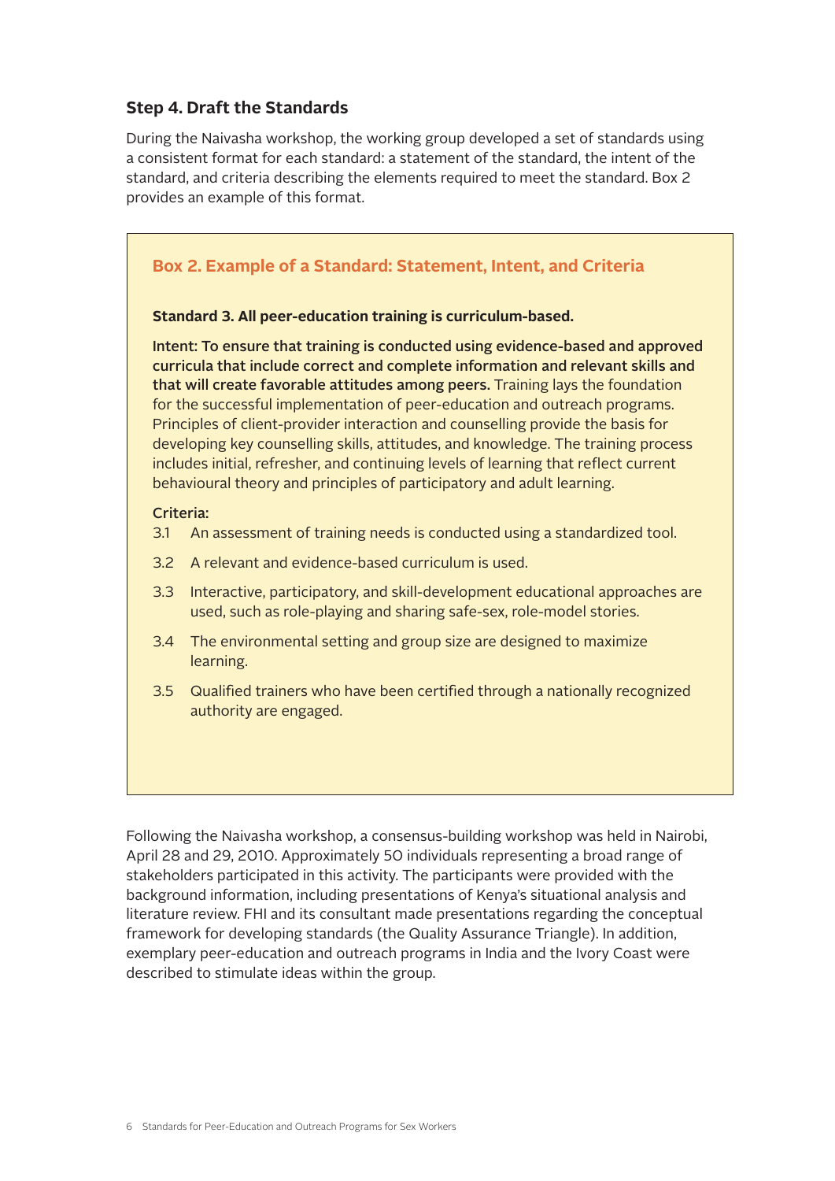### Step 4. Draft the Standards

During the Naivasha workshop, the working group developed a set of standards using a consistent format for each standard: a statement of the standard, the intent of the standard, and criteria describing the elements required to meet the standard. Box 2 provides an example of this format.

> **Box 2. Example of a Standard: Statement, Intent, and Criteria**
>
> **Standard 3. All peer-education training is curriculum-based.**
>
> **Intent: To ensure that training is conducted using evidence-based and approved curricula that include correct and complete information and relevant skills and that will create favorable attitudes among peers.** Training lays the foundation for the successful implementation of peer-education and outreach programs. Principles of client-provider interaction and counselling provide the basis for developing key counselling skills, attitudes, and knowledge. The training process includes initial, refresher, and continuing levels of learning that reflect current behavioural theory and principles of participatory and adult learning.
>
> **Criteria:**
>
> 3.1 An assessment of training needs is conducted using a standardized tool.
>
> 3.2 A relevant and evidence-based curriculum is used.
>
> 3.3 Interactive, participatory, and skill-development educational approaches are used, such as role-playing and sharing safe-sex, role-model stories.
>
> 3.4 The environmental setting and group size are designed to maximize learning.
>
> 3.5 Qualified trainers who have been certified through a nationally recognized authority are engaged.

Following the Naivasha workshop, a consensus-building workshop was held in Nairobi, April 28 and 29, 2010. Approximately 50 individuals representing a broad range of stakeholders participated in this activity. The participants were provided with the background information, including presentations of Kenya's situational analysis and literature review. FHI and its consultant made presentations regarding the conceptual framework for developing standards (the Quality Assurance Triangle). In addition, exemplary peer-education and outreach programs in India and the Ivory Coast were described to stimulate ideas within the group.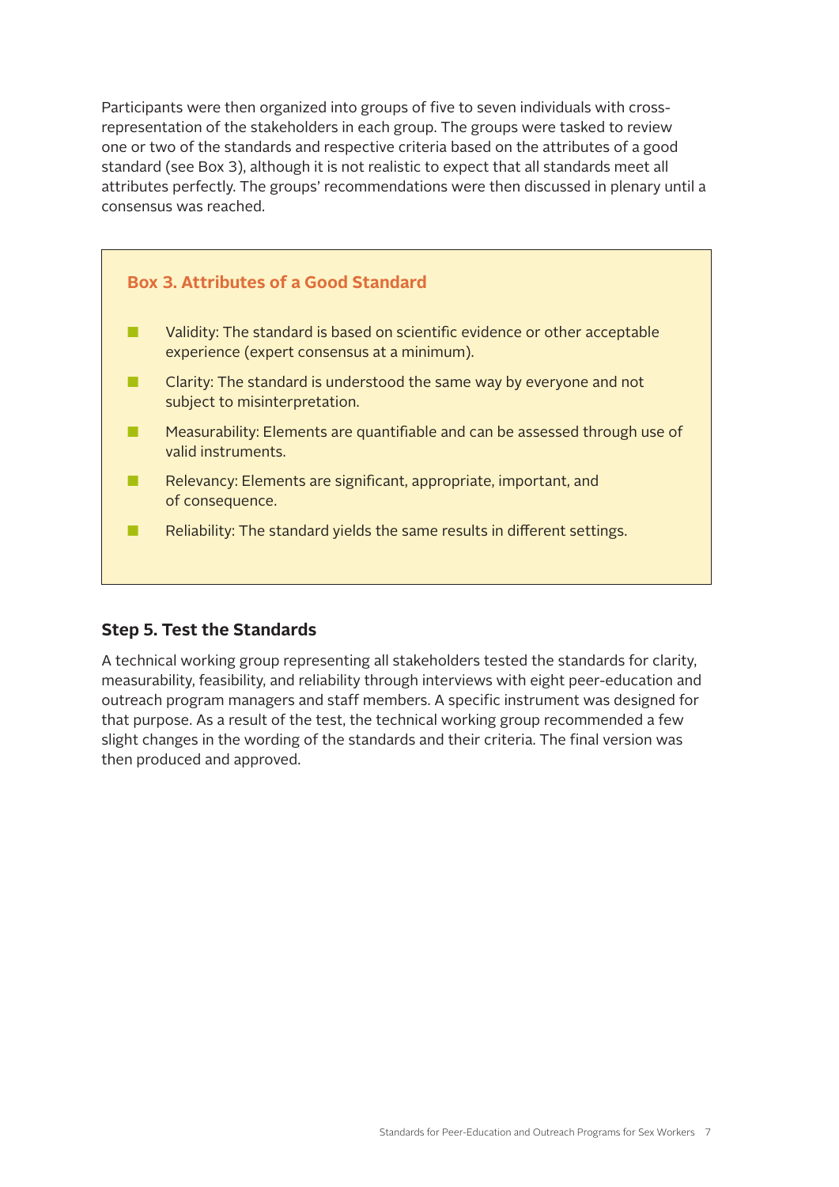Participants were then organized into groups of five to seven individuals with cross-representation of the stakeholders in each group. The groups were tasked to review one or two of the standards and respective criteria based on the attributes of a good standard (see Box 3), although it is not realistic to expect that all standards meet all attributes perfectly. The groups' recommendations were then discussed in plenary until a consensus was reached.

### Box 3. Attributes of a Good Standard

- Validity: The standard is based on scientific evidence or other acceptable experience (expert consensus at a minimum).
- Clarity: The standard is understood the same way by everyone and not subject to misinterpretation.
- Measurability: Elements are quantifiable and can be assessed through use of valid instruments.
- Relevancy: Elements are significant, appropriate, important, and of consequence.
- Reliability: The standard yields the same results in different settings.

## Step 5. Test the Standards

A technical working group representing all stakeholders tested the standards for clarity, measurability, feasibility, and reliability through interviews with eight peer-education and outreach program managers and staff members. A specific instrument was designed for that purpose. As a result of the test, the technical working group recommended a few slight changes in the wording of the standards and their criteria. The final version was then produced and approved.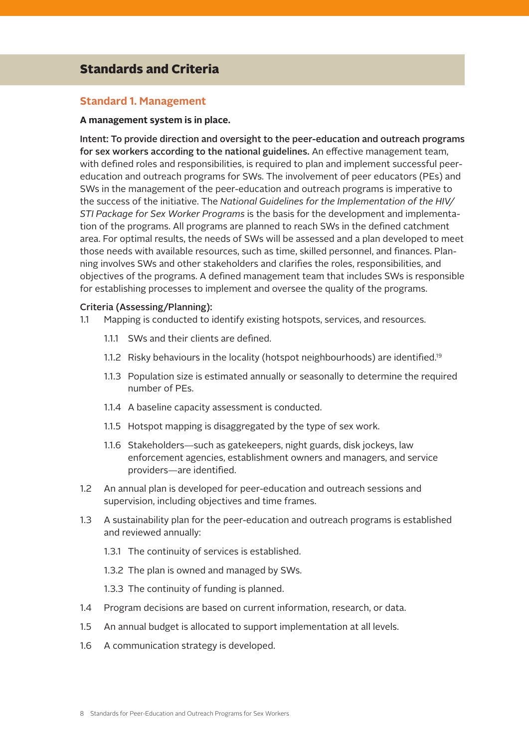## Standards and Criteria

### Standard 1. Management

**A management system is in place.**

**Intent: To provide direction and oversight to the peer-education and outreach programs for sex workers according to the national guidelines.** An effective management team, with defined roles and responsibilities, is required to plan and implement successful peer-education and outreach programs for SWs. The involvement of peer educators (PEs) and SWs in the management of the peer-education and outreach programs is imperative to the success of the initiative. The *National Guidelines for the Implementation of the HIV/STI Package for Sex Worker Programs* is the basis for the development and implementation of the programs. All programs are planned to reach SWs in the defined catchment area. For optimal results, the needs of SWs will be assessed and a plan developed to meet those needs with available resources, such as time, skilled personnel, and finances. Planning involves SWs and other stakeholders and clarifies the roles, responsibilities, and objectives of the programs. A defined management team that includes SWs is responsible for establishing processes to implement and oversee the quality of the programs.

**Criteria (Assessing/Planning):**

1.1 Mapping is conducted to identify existing hotspots, services, and resources.

- 1.1.1 SWs and their clients are defined.
- 1.1.2 Risky behaviours in the locality (hotspot neighbourhoods) are identified.[19]
- 1.1.3 Population size is estimated annually or seasonally to determine the required number of PEs.
- 1.1.4 A baseline capacity assessment is conducted.
- 1.1.5 Hotspot mapping is disaggregated by the type of sex work.
- 1.1.6 Stakeholders—such as gatekeepers, night guards, disk jockeys, law enforcement agencies, establishment owners and managers, and service providers—are identified.

1.2 An annual plan is developed for peer-education and outreach sessions and supervision, including objectives and time frames.

1.3 A sustainability plan for the peer-education and outreach programs is established and reviewed annually:

- 1.3.1 The continuity of services is established.
- 1.3.2 The plan is owned and managed by SWs.
- 1.3.3 The continuity of funding is planned.

1.4 Program decisions are based on current information, research, or data.

1.5 An annual budget is allocated to support implementation at all levels.

1.6 A communication strategy is developed.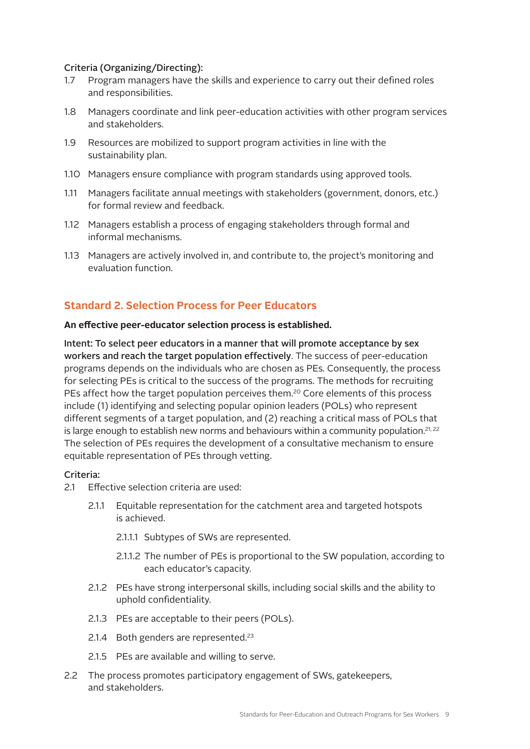Criteria (Organizing/Directing):

1.7 Program managers have the skills and experience to carry out their defined roles and responsibilities.

1.8 Managers coordinate and link peer-education activities with other program services and stakeholders.

1.9 Resources are mobilized to support program activities in line with the sustainability plan.

1.10 Managers ensure compliance with program standards using approved tools.

1.11 Managers facilitate annual meetings with stakeholders (government, donors, etc.) for formal review and feedback.

1.12 Managers establish a process of engaging stakeholders through formal and informal mechanisms.

1.13 Managers are actively involved in, and contribute to, the project's monitoring and evaluation function.

## Standard 2. Selection Process for Peer Educators

**An effective peer-educator selection process is established.**

Intent: To select peer educators in a manner that will promote acceptance by sex workers and reach the target population effectively. The success of peer-education programs depends on the individuals who are chosen as PEs. Consequently, the process for selecting PEs is critical to the success of the programs. The methods for recruiting PEs affect how the target population perceives them.[20] Core elements of this process include (1) identifying and selecting popular opinion leaders (POLs) who represent different segments of a target population, and (2) reaching a critical mass of POLs that is large enough to establish new norms and behaviours within a community population.[21, 22] The selection of PEs requires the development of a consultative mechanism to ensure equitable representation of PEs through vetting.

Criteria:

2.1 Effective selection criteria are used:

- 2.1.1 Equitable representation for the catchment area and targeted hotspots is achieved.
  - 2.1.1.1 Subtypes of SWs are represented.
  - 2.1.1.2 The number of PEs is proportional to the SW population, according to each educator's capacity.
- 2.1.2 PEs have strong interpersonal skills, including social skills and the ability to uphold confidentiality.
- 2.1.3 PEs are acceptable to their peers (POLs).
- 2.1.4 Both genders are represented.[23]
- 2.1.5 PEs are available and willing to serve.

2.2 The process promotes participatory engagement of SWs, gatekeepers, and stakeholders.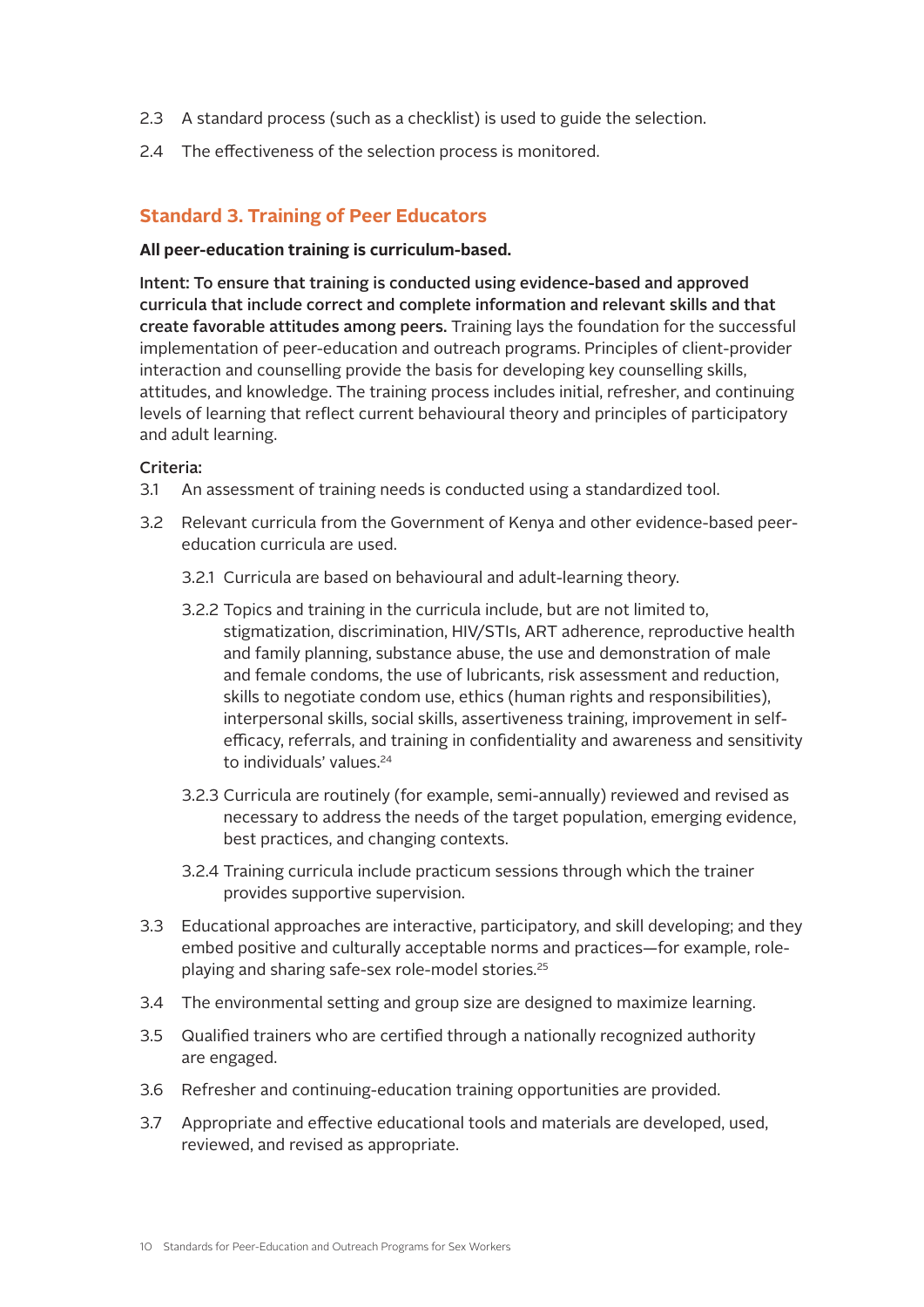2.3 A standard process (such as a checklist) is used to guide the selection.

2.4 The effectiveness of the selection process is monitored.

## Standard 3. Training of Peer Educators

**All peer-education training is curriculum-based.**

**Intent: To ensure that training is conducted using evidence-based and approved curricula that include correct and complete information and relevant skills and that create favorable attitudes among peers.** Training lays the foundation for the successful implementation of peer-education and outreach programs. Principles of client-provider interaction and counselling provide the basis for developing key counselling skills, attitudes, and knowledge. The training process includes initial, refresher, and continuing levels of learning that reflect current behavioural theory and principles of participatory and adult learning.

Criteria:

3.1 An assessment of training needs is conducted using a standardized tool.

3.2 Relevant curricula from the Government of Kenya and other evidence-based peer-education curricula are used.

- 3.2.1 Curricula are based on behavioural and adult-learning theory.
- 3.2.2 Topics and training in the curricula include, but are not limited to, stigmatization, discrimination, HIV/STIs, ART adherence, reproductive health and family planning, substance abuse, the use and demonstration of male and female condoms, the use of lubricants, risk assessment and reduction, skills to negotiate condom use, ethics (human rights and responsibilities), interpersonal skills, social skills, assertiveness training, improvement in self-efficacy, referrals, and training in confidentiality and awareness and sensitivity to individuals' values.[24]
- 3.2.3 Curricula are routinely (for example, semi-annually) reviewed and revised as necessary to address the needs of the target population, emerging evidence, best practices, and changing contexts.
- 3.2.4 Training curricula include practicum sessions through which the trainer provides supportive supervision.

3.3 Educational approaches are interactive, participatory, and skill developing; and they embed positive and culturally acceptable norms and practices—for example, role-playing and sharing safe-sex role-model stories.[25]

3.4 The environmental setting and group size are designed to maximize learning.

3.5 Qualified trainers who are certified through a nationally recognized authority are engaged.

3.6 Refresher and continuing-education training opportunities are provided.

3.7 Appropriate and effective educational tools and materials are developed, used, reviewed, and revised as appropriate.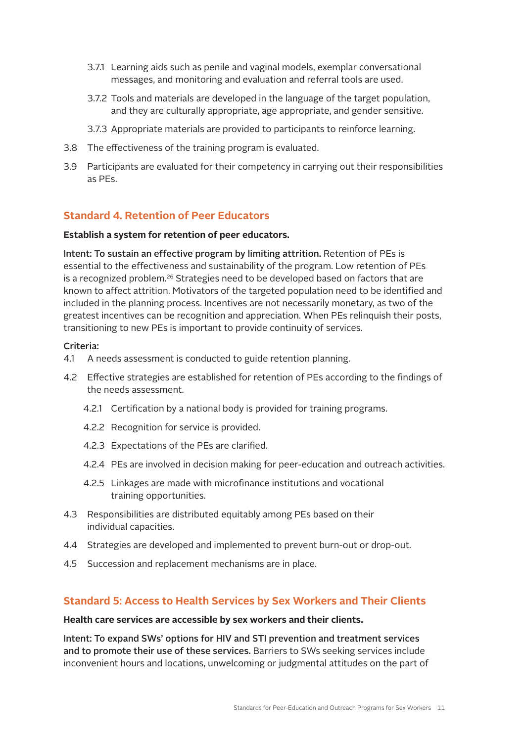- 3.7.1 Learning aids such as penile and vaginal models, exemplar conversational messages, and monitoring and evaluation and referral tools are used.
- 3.7.2 Tools and materials are developed in the language of the target population, and they are culturally appropriate, age appropriate, and gender sensitive.
- 3.7.3 Appropriate materials are provided to participants to reinforce learning.

3.8 The effectiveness of the training program is evaluated.

3.9 Participants are evaluated for their competency in carrying out their responsibilities as PEs.

## Standard 4. Retention of Peer Educators

**Establish a system for retention of peer educators.**

**Intent: To sustain an effective program by limiting attrition.** Retention of PEs is essential to the effectiveness and sustainability of the program. Low retention of PEs is a recognized problem.[26] Strategies need to be developed based on factors that are known to affect attrition. Motivators of the targeted population need to be identified and included in the planning process. Incentives are not necessarily monetary, as two of the greatest incentives can be recognition and appreciation. When PEs relinquish their posts, transitioning to new PEs is important to provide continuity of services.

Criteria:

4.1 A needs assessment is conducted to guide retention planning.

4.2 Effective strategies are established for retention of PEs according to the findings of the needs assessment.

- 4.2.1 Certification by a national body is provided for training programs.
- 4.2.2 Recognition for service is provided.
- 4.2.3 Expectations of the PEs are clarified.
- 4.2.4 PEs are involved in decision making for peer-education and outreach activities.
- 4.2.5 Linkages are made with microfinance institutions and vocational training opportunities.

4.3 Responsibilities are distributed equitably among PEs based on their individual capacities.

4.4 Strategies are developed and implemented to prevent burn-out or drop-out.

4.5 Succession and replacement mechanisms are in place.

## Standard 5: Access to Health Services by Sex Workers and Their Clients

**Health care services are accessible by sex workers and their clients.**

**Intent: To expand SWs' options for HIV and STI prevention and treatment services and to promote their use of these services.** Barriers to SWs seeking services include inconvenient hours and locations, unwelcoming or judgmental attitudes on the part of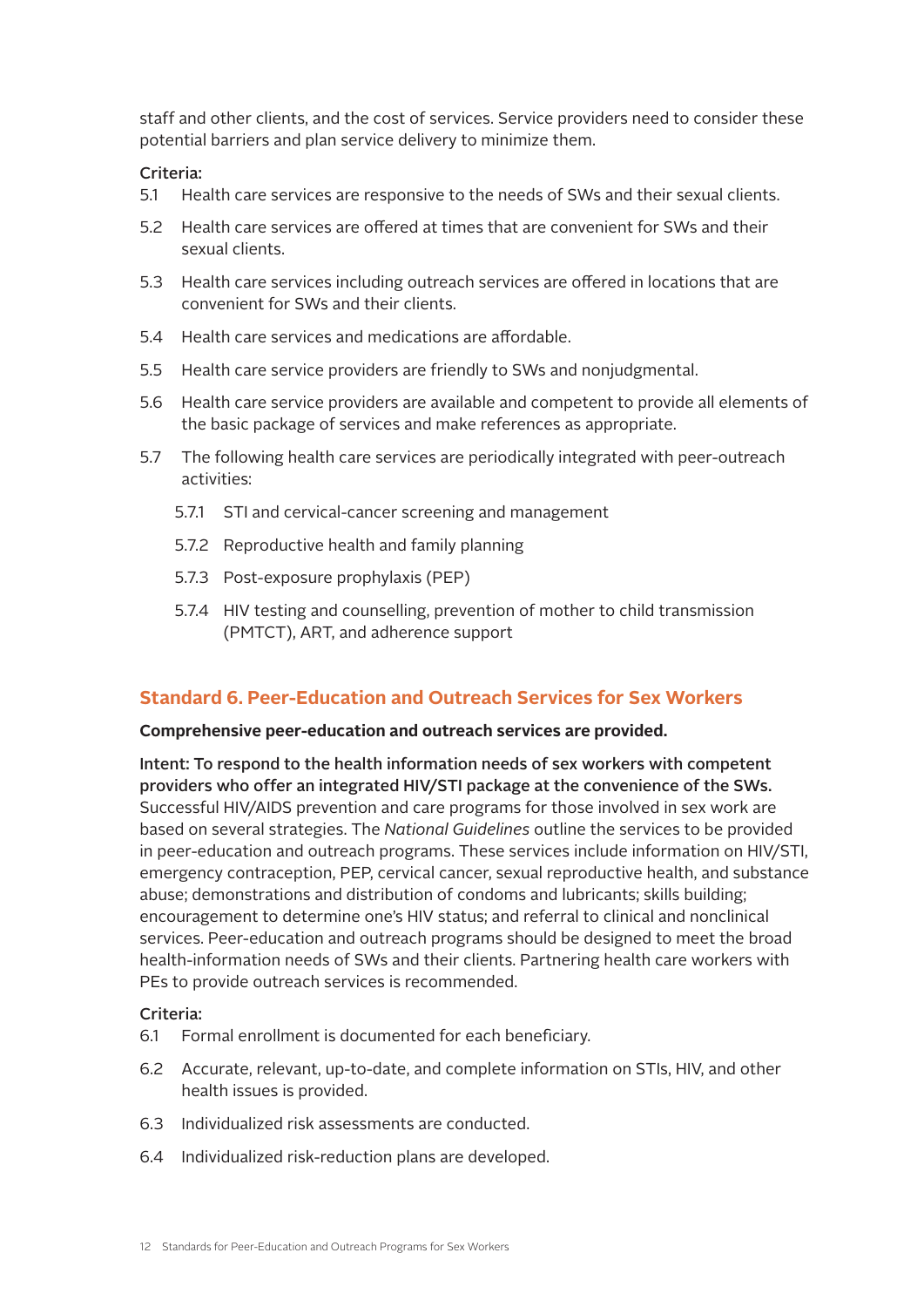staff and other clients, and the cost of services. Service providers need to consider these potential barriers and plan service delivery to minimize them.

Criteria:

5.1 Health care services are responsive to the needs of SWs and their sexual clients.

5.2 Health care services are offered at times that are convenient for SWs and their sexual clients.

5.3 Health care services including outreach services are offered in locations that are convenient for SWs and their clients.

5.4 Health care services and medications are affordable.

5.5 Health care service providers are friendly to SWs and nonjudgmental.

5.6 Health care service providers are available and competent to provide all elements of the basic package of services and make references as appropriate.

5.7 The following health care services are periodically integrated with peer-outreach activities:

- 5.7.1 STI and cervical-cancer screening and management
- 5.7.2 Reproductive health and family planning
- 5.7.3 Post-exposure prophylaxis (PEP)
- 5.7.4 HIV testing and counselling, prevention of mother to child transmission (PMTCT), ART, and adherence support

## Standard 6. Peer-Education and Outreach Services for Sex Workers

**Comprehensive peer-education and outreach services are provided.**

**Intent: To respond to the health information needs of sex workers with competent providers who offer an integrated HIV/STI package at the convenience of the SWs.** Successful HIV/AIDS prevention and care programs for those involved in sex work are based on several strategies. The *National Guidelines* outline the services to be provided in peer-education and outreach programs. These services include information on HIV/STI, emergency contraception, PEP, cervical cancer, sexual reproductive health, and substance abuse; demonstrations and distribution of condoms and lubricants; skills building; encouragement to determine one's HIV status; and referral to clinical and nonclinical services. Peer-education and outreach programs should be designed to meet the broad health-information needs of SWs and their clients. Partnering health care workers with PEs to provide outreach services is recommended.

Criteria:

6.1 Formal enrollment is documented for each beneficiary.

6.2 Accurate, relevant, up-to-date, and complete information on STIs, HIV, and other health issues is provided.

6.3 Individualized risk assessments are conducted.

6.4 Individualized risk-reduction plans are developed.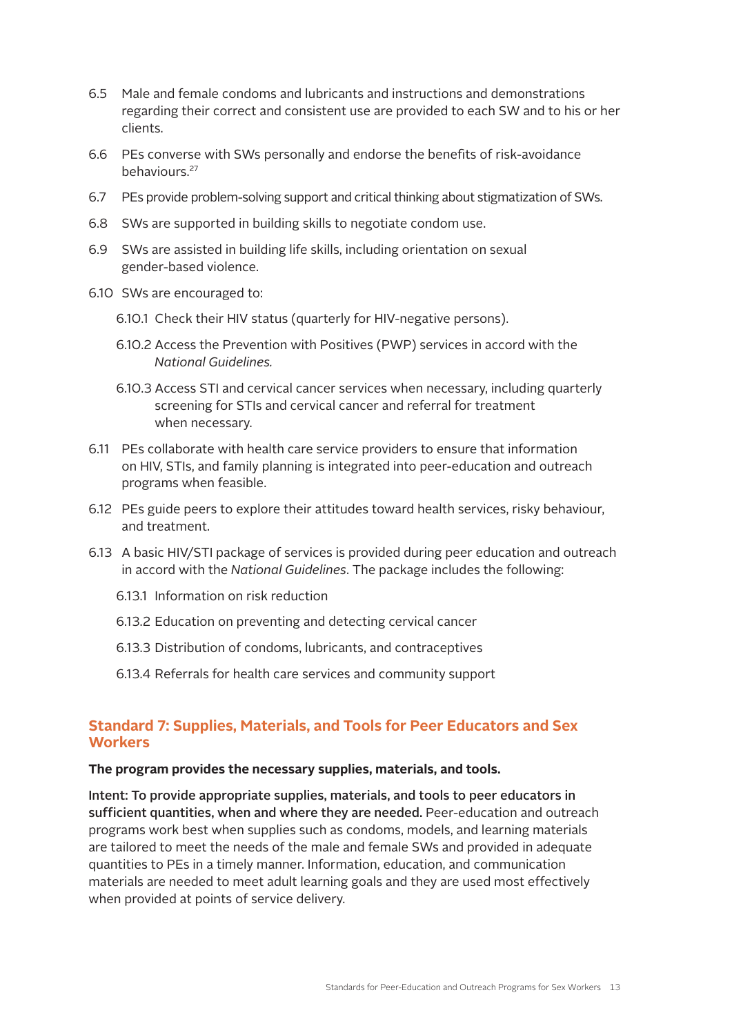6.5 Male and female condoms and lubricants and instructions and demonstrations regarding their correct and consistent use are provided to each SW and to his or her clients.

6.6 PEs converse with SWs personally and endorse the benefits of risk-avoidance behaviours.[27]

6.7 PEs provide problem-solving support and critical thinking about stigmatization of SWs.

6.8 SWs are supported in building skills to negotiate condom use.

6.9 SWs are assisted in building life skills, including orientation on sexual gender-based violence.

6.10 SWs are encouraged to:

- 6.10.1 Check their HIV status (quarterly for HIV-negative persons).
- 6.10.2 Access the Prevention with Positives (PWP) services in accord with the *National Guidelines.*
- 6.10.3 Access STI and cervical cancer services when necessary, including quarterly screening for STIs and cervical cancer and referral for treatment when necessary.

6.11 PEs collaborate with health care service providers to ensure that information on HIV, STIs, and family planning is integrated into peer-education and outreach programs when feasible.

6.12 PEs guide peers to explore their attitudes toward health services, risky behaviour, and treatment.

6.13 A basic HIV/STI package of services is provided during peer education and outreach in accord with the *National Guidelines*. The package includes the following:

- 6.13.1 Information on risk reduction
- 6.13.2 Education on preventing and detecting cervical cancer
- 6.13.3 Distribution of condoms, lubricants, and contraceptives
- 6.13.4 Referrals for health care services and community support

## Standard 7: Supplies, Materials, and Tools for Peer Educators and Sex Workers

**The program provides the necessary supplies, materials, and tools.**

**Intent: To provide appropriate supplies, materials, and tools to peer educators in sufficient quantities, when and where they are needed.** Peer-education and outreach programs work best when supplies such as condoms, models, and learning materials are tailored to meet the needs of the male and female SWs and provided in adequate quantities to PEs in a timely manner. Information, education, and communication materials are needed to meet adult learning goals and they are used most effectively when provided at points of service delivery.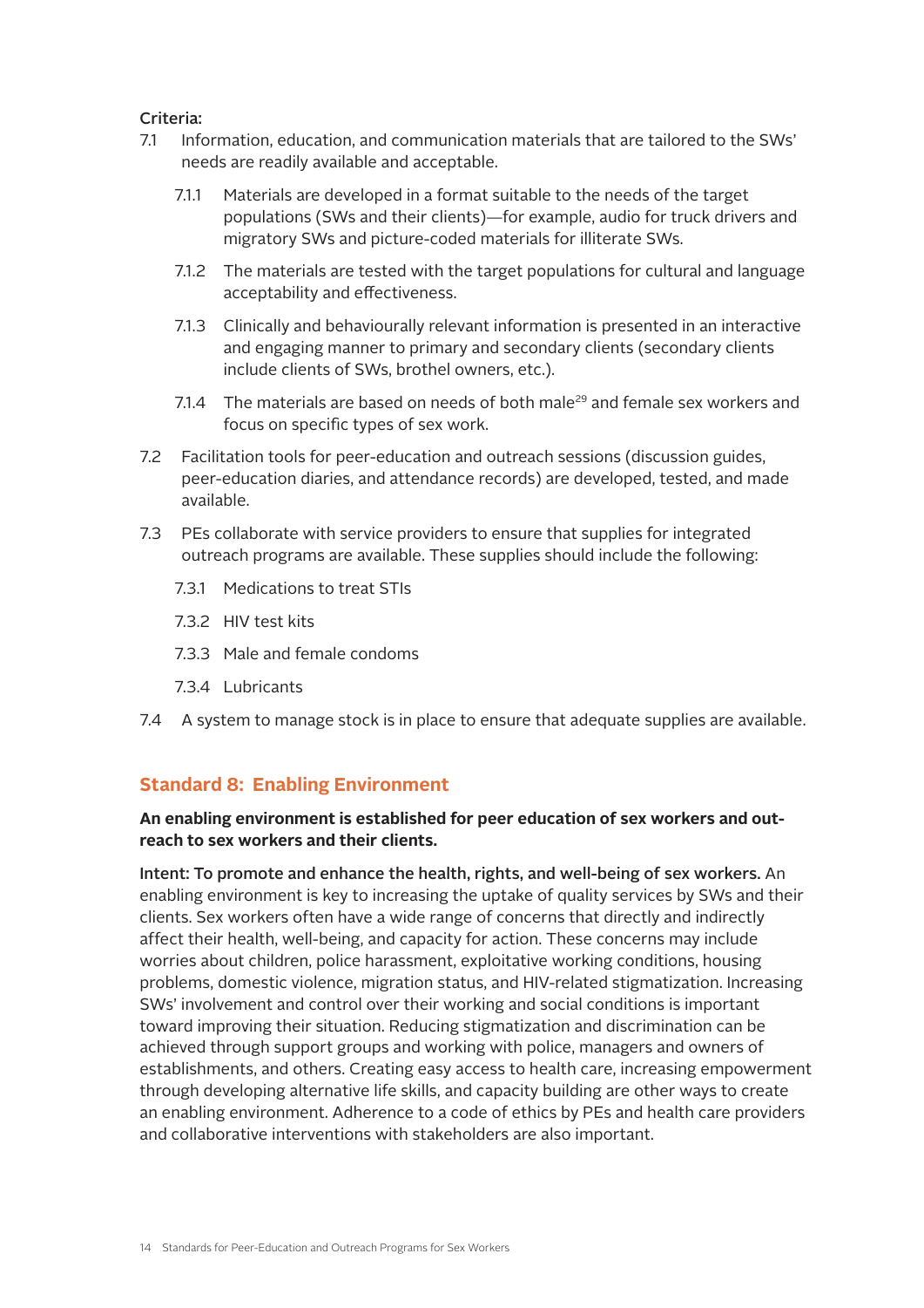**Criteria:**

7.1 Information, education, and communication materials that are tailored to the SWs' needs are readily available and acceptable.

- 7.1.1 Materials are developed in a format suitable to the needs of the target populations (SWs and their clients)—for example, audio for truck drivers and migratory SWs and picture-coded materials for illiterate SWs.
- 7.1.2 The materials are tested with the target populations for cultural and language acceptability and effectiveness.
- 7.1.3 Clinically and behaviourally relevant information is presented in an interactive and engaging manner to primary and secondary clients (secondary clients include clients of SWs, brothel owners, etc.).
- 7.1.4 The materials are based on needs of both male[29] and female sex workers and focus on specific types of sex work.

7.2 Facilitation tools for peer-education and outreach sessions (discussion guides, peer-education diaries, and attendance records) are developed, tested, and made available.

7.3 PEs collaborate with service providers to ensure that supplies for integrated outreach programs are available. These supplies should include the following:

- 7.3.1 Medications to treat STIs
- 7.3.2 HIV test kits
- 7.3.3 Male and female condoms
- 7.3.4 Lubricants

7.4 A system to manage stock is in place to ensure that adequate supplies are available.

## Standard 8: Enabling Environment

**An enabling environment is established for peer education of sex workers and outreach to sex workers and their clients.**

**Intent: To promote and enhance the health, rights, and well-being of sex workers.** An enabling environment is key to increasing the uptake of quality services by SWs and their clients. Sex workers often have a wide range of concerns that directly and indirectly affect their health, well-being, and capacity for action. These concerns may include worries about children, police harassment, exploitative working conditions, housing problems, domestic violence, migration status, and HIV-related stigmatization. Increasing SWs' involvement and control over their working and social conditions is important toward improving their situation. Reducing stigmatization and discrimination can be achieved through support groups and working with police, managers and owners of establishments, and others. Creating easy access to health care, increasing empowerment through developing alternative life skills, and capacity building are other ways to create an enabling environment. Adherence to a code of ethics by PEs and health care providers and collaborative interventions with stakeholders are also important.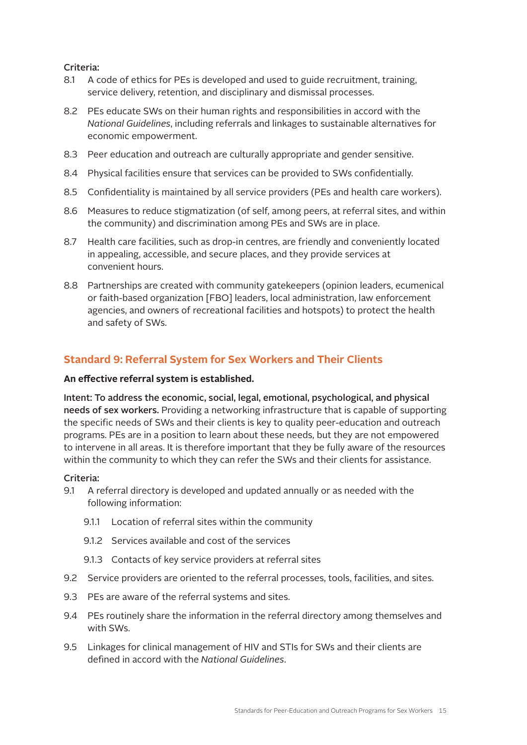Criteria:

8.1 A code of ethics for PEs is developed and used to guide recruitment, training, service delivery, retention, and disciplinary and dismissal processes.

8.2 PEs educate SWs on their human rights and responsibilities in accord with the *National Guidelines*, including referrals and linkages to sustainable alternatives for economic empowerment.

8.3 Peer education and outreach are culturally appropriate and gender sensitive.

8.4 Physical facilities ensure that services can be provided to SWs confidentially.

8.5 Confidentiality is maintained by all service providers (PEs and health care workers).

8.6 Measures to reduce stigmatization (of self, among peers, at referral sites, and within the community) and discrimination among PEs and SWs are in place.

8.7 Health care facilities, such as drop-in centres, are friendly and conveniently located in appealing, accessible, and secure places, and they provide services at convenient hours.

8.8 Partnerships are created with community gatekeepers (opinion leaders, ecumenical or faith-based organization [FBO] leaders, local administration, law enforcement agencies, and owners of recreational facilities and hotspots) to protect the health and safety of SWs.

## Standard 9: Referral System for Sex Workers and Their Clients

**An effective referral system is established.**

Intent: To address the economic, social, legal, emotional, psychological, and physical needs of sex workers. Providing a networking infrastructure that is capable of supporting the specific needs of SWs and their clients is key to quality peer-education and outreach programs. PEs are in a position to learn about these needs, but they are not empowered to intervene in all areas. It is therefore important that they be fully aware of the resources within the community to which they can refer the SWs and their clients for assistance.

Criteria:

9.1 A referral directory is developed and updated annually or as needed with the following information:

- 9.1.1 Location of referral sites within the community
- 9.1.2 Services available and cost of the services
- 9.1.3 Contacts of key service providers at referral sites

9.2 Service providers are oriented to the referral processes, tools, facilities, and sites.

9.3 PEs are aware of the referral systems and sites.

9.4 PEs routinely share the information in the referral directory among themselves and with SWs.

9.5 Linkages for clinical management of HIV and STIs for SWs and their clients are defined in accord with the *National Guidelines*.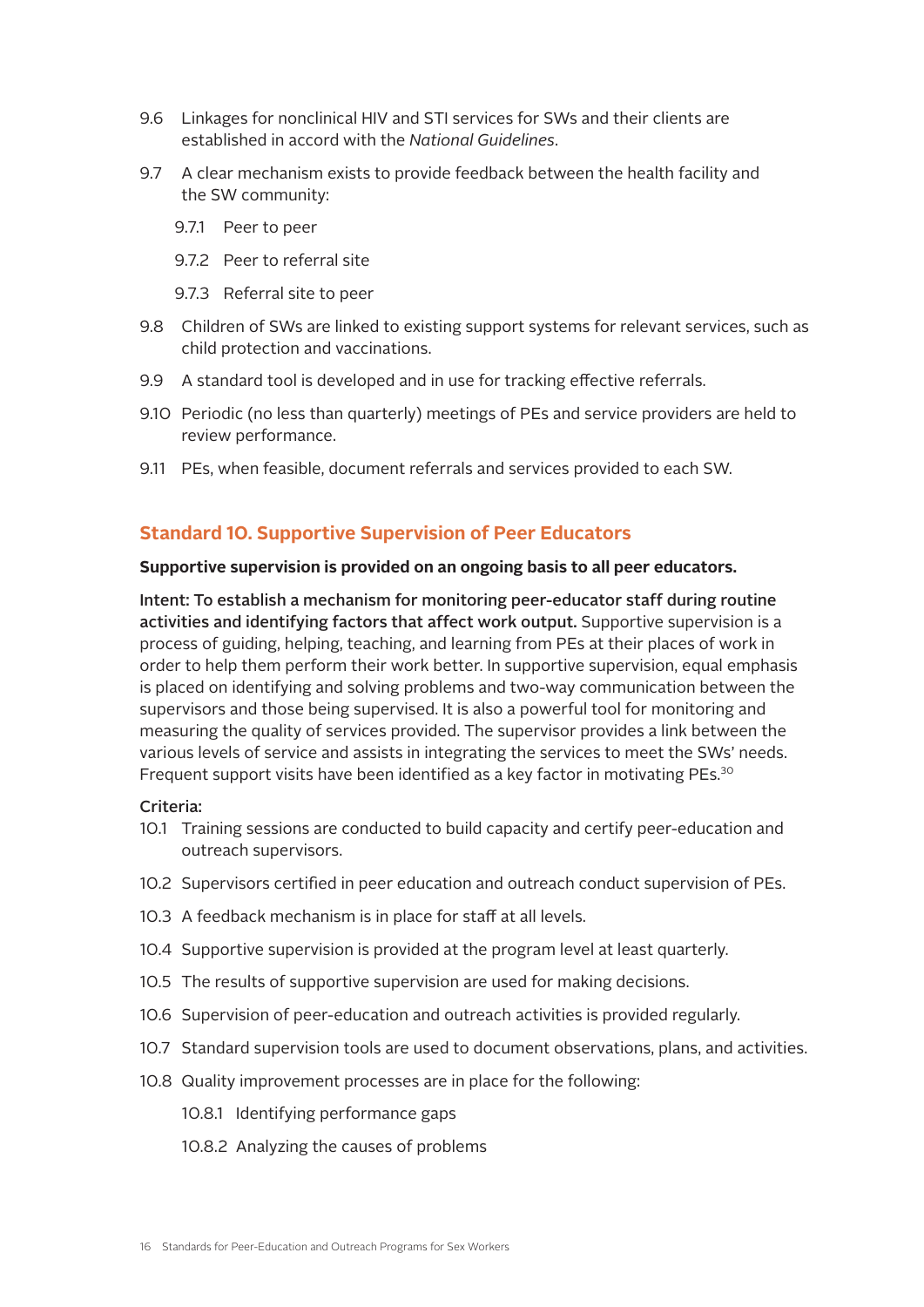9.6 Linkages for nonclinical HIV and STI services for SWs and their clients are established in accord with the *National Guidelines*.

9.7 A clear mechanism exists to provide feedback between the health facility and the SW community:

- 9.7.1 Peer to peer
- 9.7.2 Peer to referral site
- 9.7.3 Referral site to peer

9.8 Children of SWs are linked to existing support systems for relevant services, such as child protection and vaccinations.

9.9 A standard tool is developed and in use for tracking effective referrals.

9.10 Periodic (no less than quarterly) meetings of PEs and service providers are held to review performance.

9.11 PEs, when feasible, document referrals and services provided to each SW.

## Standard 10. Supportive Supervision of Peer Educators

**Supportive supervision is provided on an ongoing basis to all peer educators.**

**Intent: To establish a mechanism for monitoring peer-educator staff during routine activities and identifying factors that affect work output.** Supportive supervision is a process of guiding, helping, teaching, and learning from PEs at their places of work in order to help them perform their work better. In supportive supervision, equal emphasis is placed on identifying and solving problems and two-way communication between the supervisors and those being supervised. It is also a powerful tool for monitoring and measuring the quality of services provided. The supervisor provides a link between the various levels of service and assists in integrating the services to meet the SWs' needs. Frequent support visits have been identified as a key factor in motivating PEs.[30]

Criteria:

10.1 Training sessions are conducted to build capacity and certify peer-education and outreach supervisors.

10.2 Supervisors certified in peer education and outreach conduct supervision of PEs.

10.3 A feedback mechanism is in place for staff at all levels.

10.4 Supportive supervision is provided at the program level at least quarterly.

10.5 The results of supportive supervision are used for making decisions.

10.6 Supervision of peer-education and outreach activities is provided regularly.

10.7 Standard supervision tools are used to document observations, plans, and activities.

10.8 Quality improvement processes are in place for the following:

- 10.8.1 Identifying performance gaps
- 10.8.2 Analyzing the causes of problems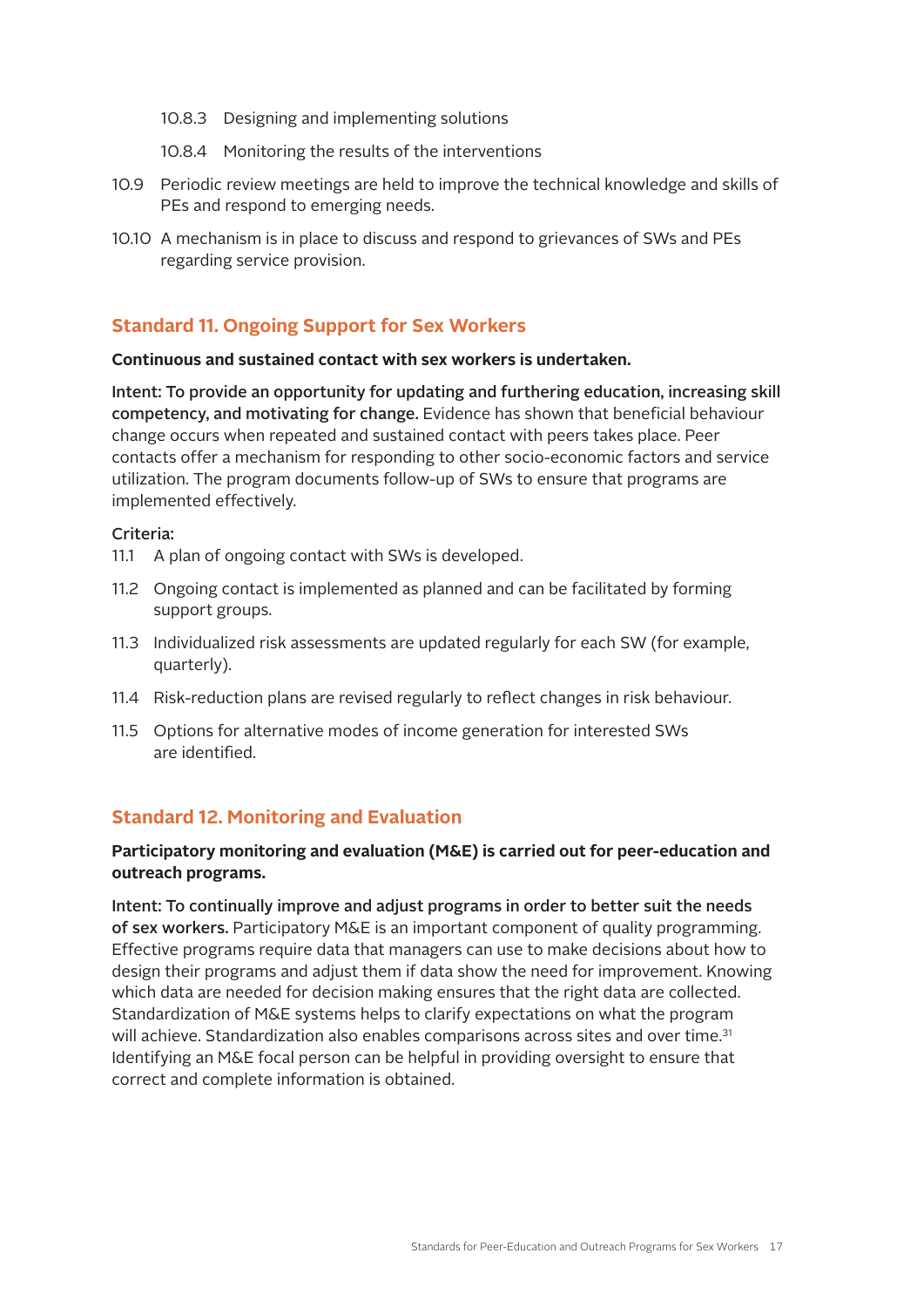10.8.3 Designing and implementing solutions

10.8.4 Monitoring the results of the interventions

10.9 Periodic review meetings are held to improve the technical knowledge and skills of PEs and respond to emerging needs.

10.10 A mechanism is in place to discuss and respond to grievances of SWs and PEs regarding service provision.

## Standard 11. Ongoing Support for Sex Workers

**Continuous and sustained contact with sex workers is undertaken.**

**Intent: To provide an opportunity for updating and furthering education, increasing skill competency, and motivating for change.** Evidence has shown that beneficial behaviour change occurs when repeated and sustained contact with peers takes place. Peer contacts offer a mechanism for responding to other socio-economic factors and service utilization. The program documents follow-up of SWs to ensure that programs are implemented effectively.

Criteria:

11.1 A plan of ongoing contact with SWs is developed.

11.2 Ongoing contact is implemented as planned and can be facilitated by forming support groups.

11.3 Individualized risk assessments are updated regularly for each SW (for example, quarterly).

11.4 Risk-reduction plans are revised regularly to reflect changes in risk behaviour.

11.5 Options for alternative modes of income generation for interested SWs are identified.

## Standard 12. Monitoring and Evaluation

**Participatory monitoring and evaluation (M&E) is carried out for peer-education and outreach programs.**

**Intent: To continually improve and adjust programs in order to better suit the needs of sex workers.** Participatory M&E is an important component of quality programming. Effective programs require data that managers can use to make decisions about how to design their programs and adjust them if data show the need for improvement. Knowing which data are needed for decision making ensures that the right data are collected. Standardization of M&E systems helps to clarify expectations on what the program will achieve. Standardization also enables comparisons across sites and over time.[31] Identifying an M&E focal person can be helpful in providing oversight to ensure that correct and complete information is obtained.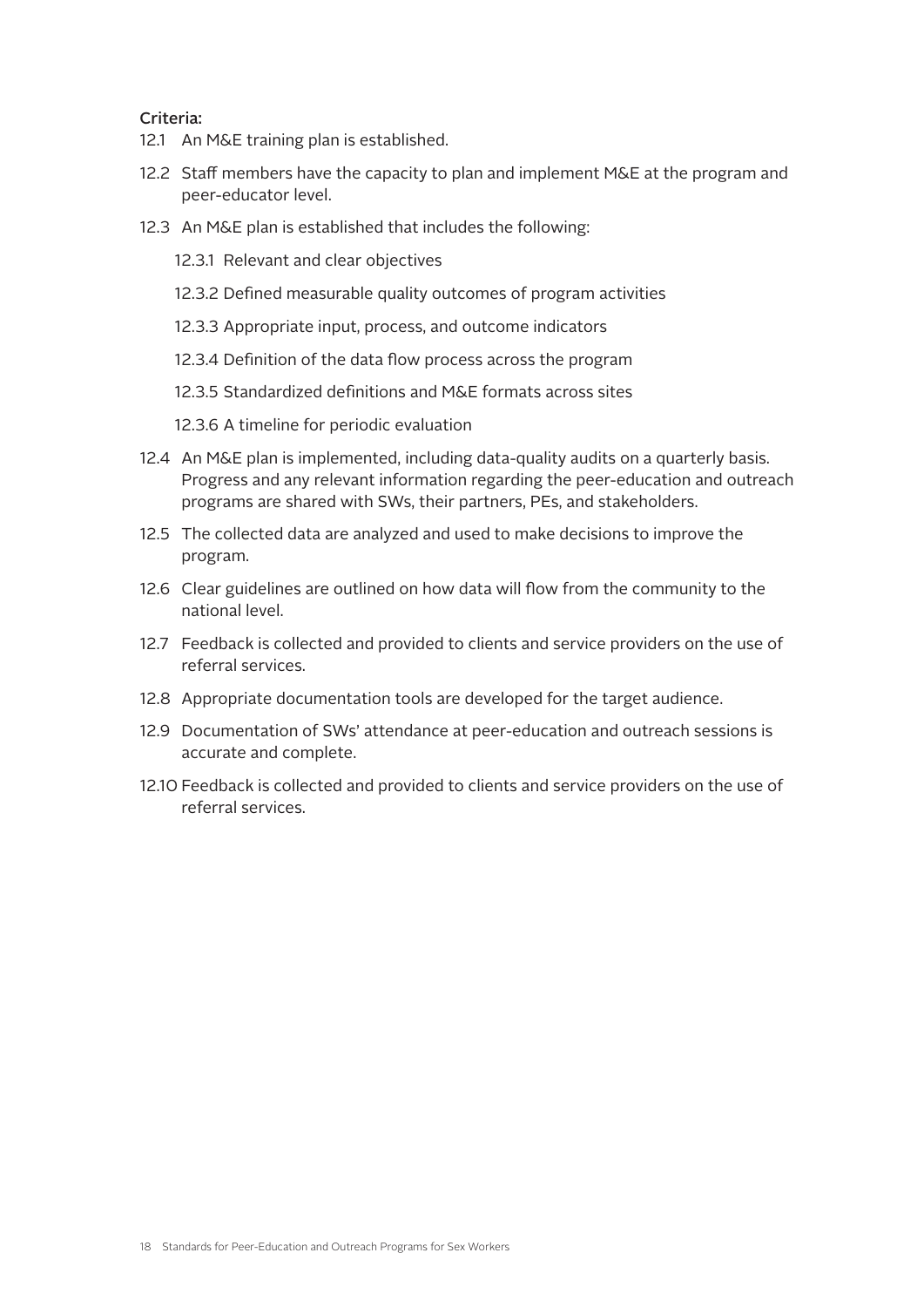**Criteria:**

12.1 An M&E training plan is established.

12.2 Staff members have the capacity to plan and implement M&E at the program and peer-educator level.

12.3 An M&E plan is established that includes the following:

- 12.3.1 Relevant and clear objectives
- 12.3.2 Defined measurable quality outcomes of program activities
- 12.3.3 Appropriate input, process, and outcome indicators
- 12.3.4 Definition of the data flow process across the program
- 12.3.5 Standardized definitions and M&E formats across sites
- 12.3.6 A timeline for periodic evaluation

12.4 An M&E plan is implemented, including data-quality audits on a quarterly basis. Progress and any relevant information regarding the peer-education and outreach programs are shared with SWs, their partners, PEs, and stakeholders.

12.5 The collected data are analyzed and used to make decisions to improve the program.

12.6 Clear guidelines are outlined on how data will flow from the community to the national level.

12.7 Feedback is collected and provided to clients and service providers on the use of referral services.

12.8 Appropriate documentation tools are developed for the target audience.

12.9 Documentation of SWs' attendance at peer-education and outreach sessions is accurate and complete.

12.10 Feedback is collected and provided to clients and service providers on the use of referral services.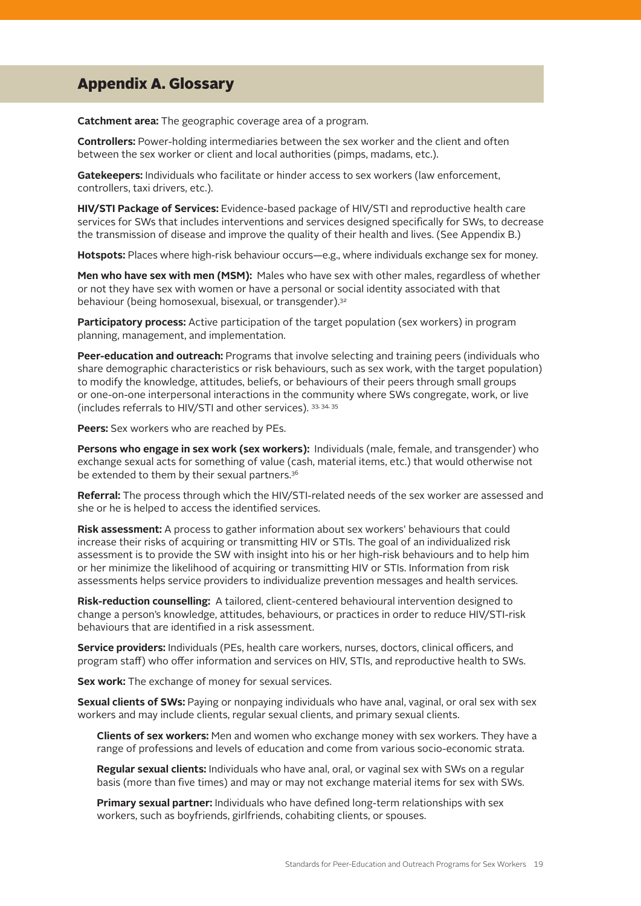## Appendix A. Glossary

**Catchment area:** The geographic coverage area of a program.

**Controllers:** Power-holding intermediaries between the sex worker and the client and often between the sex worker or client and local authorities (pimps, madams, etc.).

**Gatekeepers:** Individuals who facilitate or hinder access to sex workers (law enforcement, controllers, taxi drivers, etc.).

**HIV/STI Package of Services:** Evidence-based package of HIV/STI and reproductive health care services for SWs that includes interventions and services designed specifically for SWs, to decrease the transmission of disease and improve the quality of their health and lives. (See Appendix B.)

**Hotspots:** Places where high-risk behaviour occurs—e.g., where individuals exchange sex for money.

**Men who have sex with men (MSM):** Males who have sex with other males, regardless of whether or not they have sex with women or have a personal or social identity associated with that behaviour (being homosexual, bisexual, or transgender).[32]

**Participatory process:** Active participation of the target population (sex workers) in program planning, management, and implementation.

**Peer-education and outreach:** Programs that involve selecting and training peers (individuals who share demographic characteristics or risk behaviours, such as sex work, with the target population) to modify the knowledge, attitudes, beliefs, or behaviours of their peers through small groups or one-on-one interpersonal interactions in the community where SWs congregate, work, or live (includes referrals to HIV/STI and other services).[33, 34, 35]

**Peers:** Sex workers who are reached by PEs.

**Persons who engage in sex work (sex workers):** Individuals (male, female, and transgender) who exchange sexual acts for something of value (cash, material items, etc.) that would otherwise not be extended to them by their sexual partners.[36]

**Referral:** The process through which the HIV/STI-related needs of the sex worker are assessed and she or he is helped to access the identified services.

**Risk assessment:** A process to gather information about sex workers' behaviours that could increase their risks of acquiring or transmitting HIV or STIs. The goal of an individualized risk assessment is to provide the SW with insight into his or her high-risk behaviours and to help him or her minimize the likelihood of acquiring or transmitting HIV or STIs. Information from risk assessments helps service providers to individualize prevention messages and health services.

**Risk-reduction counselling:** A tailored, client-centered behavioural intervention designed to change a person's knowledge, attitudes, behaviours, or practices in order to reduce HIV/STI-risk behaviours that are identified in a risk assessment.

**Service providers:** Individuals (PEs, health care workers, nurses, doctors, clinical officers, and program staff) who offer information and services on HIV, STIs, and reproductive health to SWs.

**Sex work:** The exchange of money for sexual services.

**Sexual clients of SWs:** Paying or nonpaying individuals who have anal, vaginal, or oral sex with sex workers and may include clients, regular sexual clients, and primary sexual clients.

> **Clients of sex workers:** Men and women who exchange money with sex workers. They have a range of professions and levels of education and come from various socio-economic strata.
>
> **Regular sexual clients:** Individuals who have anal, oral, or vaginal sex with SWs on a regular basis (more than five times) and may or may not exchange material items for sex with SWs.
>
> **Primary sexual partner:** Individuals who have defined long-term relationships with sex workers, such as boyfriends, girlfriends, cohabiting clients, or spouses.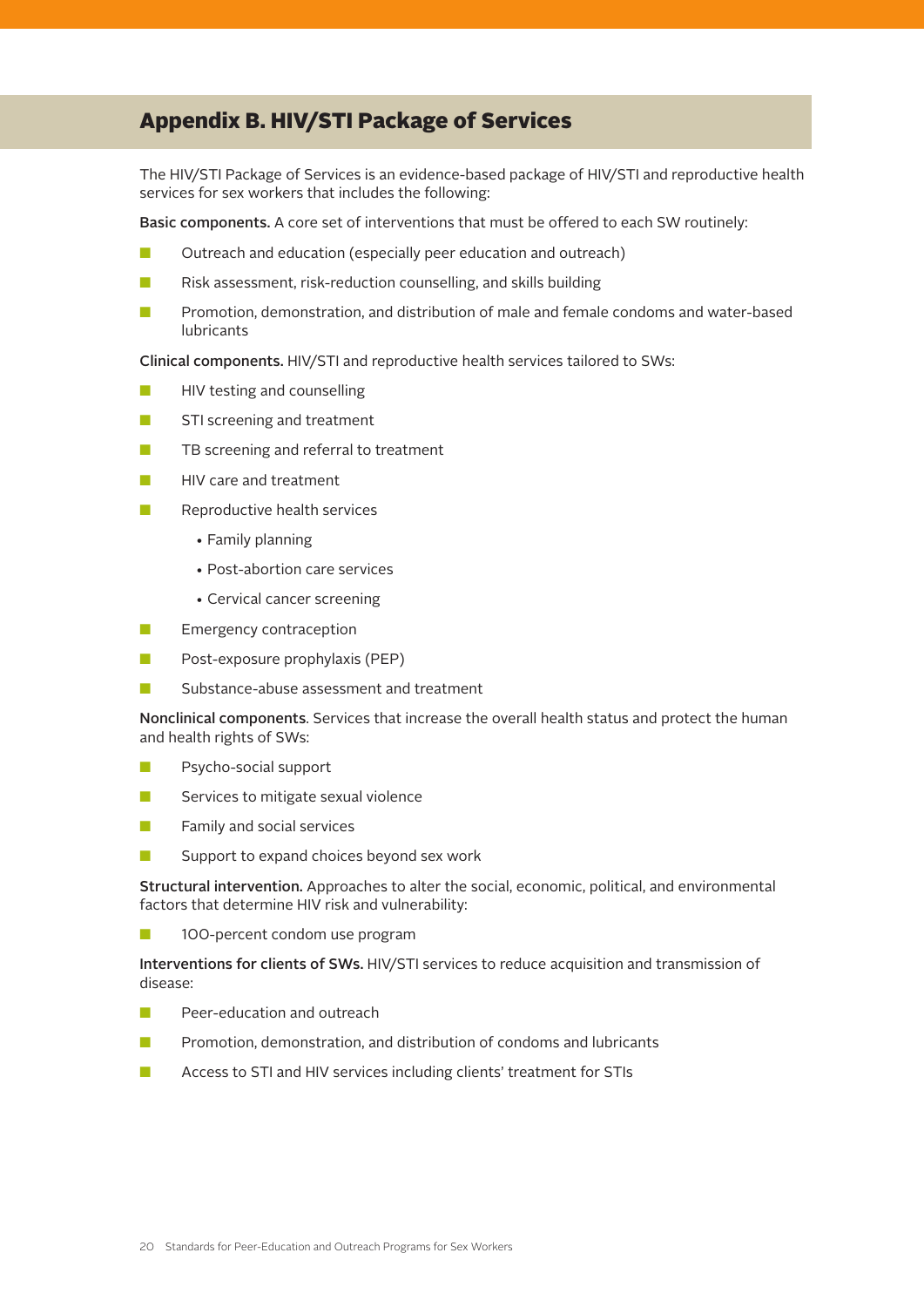## Appendix B. HIV/STI Package of Services

The HIV/STI Package of Services is an evidence-based package of HIV/STI and reproductive health services for sex workers that includes the following:

**Basic components.** A core set of interventions that must be offered to each SW routinely:

- Outreach and education (especially peer education and outreach)
- Risk assessment, risk-reduction counselling, and skills building
- Promotion, demonstration, and distribution of male and female condoms and water-based lubricants

**Clinical components.** HIV/STI and reproductive health services tailored to SWs:

- HIV testing and counselling
- STI screening and treatment
- TB screening and referral to treatment
- HIV care and treatment
- Reproductive health services
  - Family planning
  - Post-abortion care services
  - Cervical cancer screening
- Emergency contraception
- Post-exposure prophylaxis (PEP)
- Substance-abuse assessment and treatment

**Nonclinical components**. Services that increase the overall health status and protect the human and health rights of SWs:

- Psycho-social support
- Services to mitigate sexual violence
- Family and social services
- Support to expand choices beyond sex work

**Structural intervention.** Approaches to alter the social, economic, political, and environmental factors that determine HIV risk and vulnerability:

- 100-percent condom use program

**Interventions for clients of SWs.** HIV/STI services to reduce acquisition and transmission of disease:

- Peer-education and outreach
- Promotion, demonstration, and distribution of condoms and lubricants
- Access to STI and HIV services including clients' treatment for STIs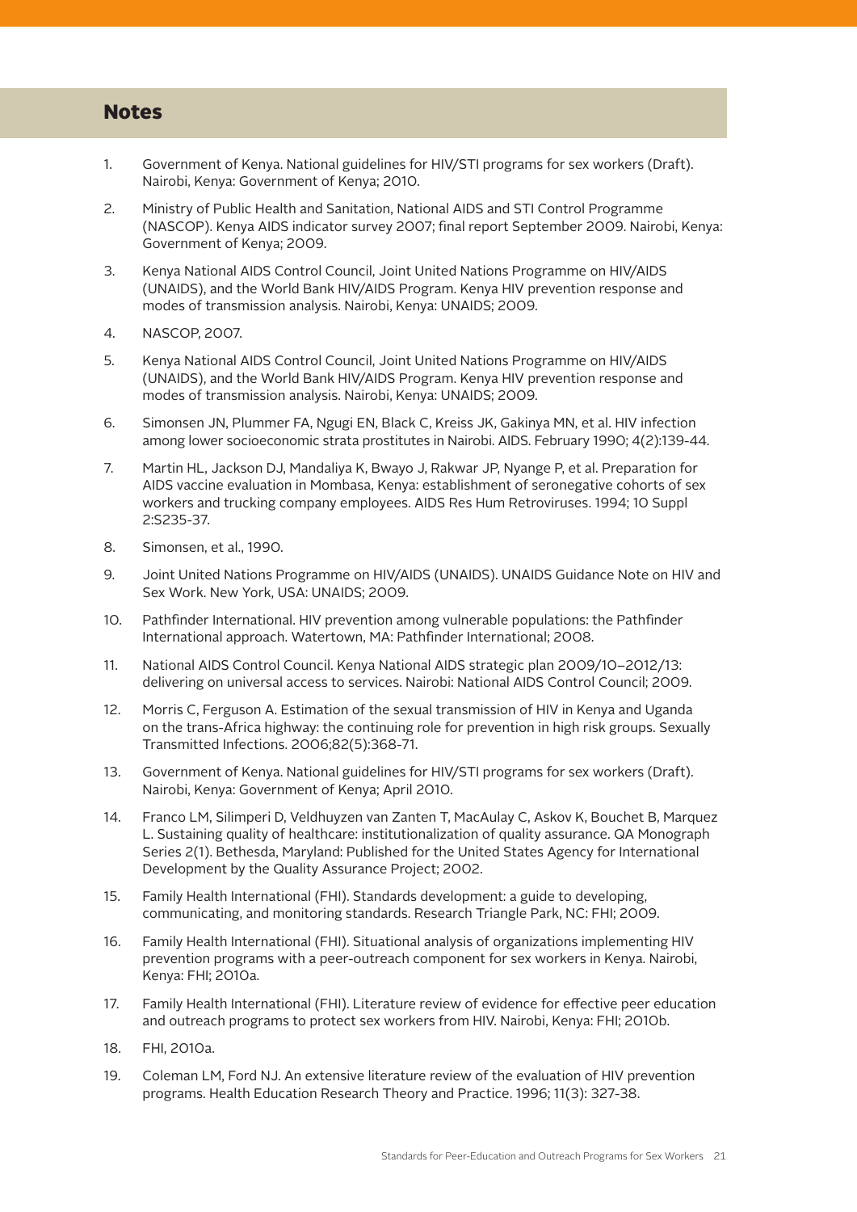## Notes

1. Government of Kenya. National guidelines for HIV/STI programs for sex workers (Draft). Nairobi, Kenya: Government of Kenya; 2010.
2. Ministry of Public Health and Sanitation, National AIDS and STI Control Programme (NASCOP). Kenya AIDS indicator survey 2007; final report September 2009. Nairobi, Kenya: Government of Kenya; 2009.
3. Kenya National AIDS Control Council, Joint United Nations Programme on HIV/AIDS (UNAIDS), and the World Bank HIV/AIDS Program. Kenya HIV prevention response and modes of transmission analysis. Nairobi, Kenya: UNAIDS; 2009.
4. NASCOP, 2007.
5. Kenya National AIDS Control Council, Joint United Nations Programme on HIV/AIDS (UNAIDS), and the World Bank HIV/AIDS Program. Kenya HIV prevention response and modes of transmission analysis. Nairobi, Kenya: UNAIDS; 2009.
6. Simonsen JN, Plummer FA, Ngugi EN, Black C, Kreiss JK, Gakinya MN, et al. HIV infection among lower socioeconomic strata prostitutes in Nairobi. AIDS. February 1990; 4(2):139-44.
7. Martin HL, Jackson DJ, Mandaliya K, Bwayo J, Rakwar JP, Nyange P, et al. Preparation for AIDS vaccine evaluation in Mombasa, Kenya: establishment of seronegative cohorts of sex workers and trucking company employees. AIDS Res Hum Retroviruses. 1994; 10 Suppl 2:S235-37.
8. Simonsen, et al., 1990.
9. Joint United Nations Programme on HIV/AIDS (UNAIDS). UNAIDS Guidance Note on HIV and Sex Work. New York, USA: UNAIDS; 2009.
10. Pathfinder International. HIV prevention among vulnerable populations: the Pathfinder International approach. Watertown, MA: Pathfinder International; 2008.
11. National AIDS Control Council. Kenya National AIDS strategic plan 2009/10–2012/13: delivering on universal access to services. Nairobi: National AIDS Control Council; 2009.
12. Morris C, Ferguson A. Estimation of the sexual transmission of HIV in Kenya and Uganda on the trans-Africa highway: the continuing role for prevention in high risk groups. Sexually Transmitted Infections. 2006;82(5):368-71.
13. Government of Kenya. National guidelines for HIV/STI programs for sex workers (Draft). Nairobi, Kenya: Government of Kenya; April 2010.
14. Franco LM, Silimperi D, Veldhuyzen van Zanten T, MacAulay C, Askov K, Bouchet B, Marquez L. Sustaining quality of healthcare: institutionalization of quality assurance. QA Monograph Series 2(1). Bethesda, Maryland: Published for the United States Agency for International Development by the Quality Assurance Project; 2002.
15. Family Health International (FHI). Standards development: a guide to developing, communicating, and monitoring standards. Research Triangle Park, NC: FHI; 2009.
16. Family Health International (FHI). Situational analysis of organizations implementing HIV prevention programs with a peer-outreach component for sex workers in Kenya. Nairobi, Kenya: FHI; 2010a.
17. Family Health International (FHI). Literature review of evidence for effective peer education and outreach programs to protect sex workers from HIV. Nairobi, Kenya: FHI; 2010b.
18. FHI, 2010a.
19. Coleman LM, Ford NJ. An extensive literature review of the evaluation of HIV prevention programs. Health Education Research Theory and Practice. 1996; 11(3): 327-38.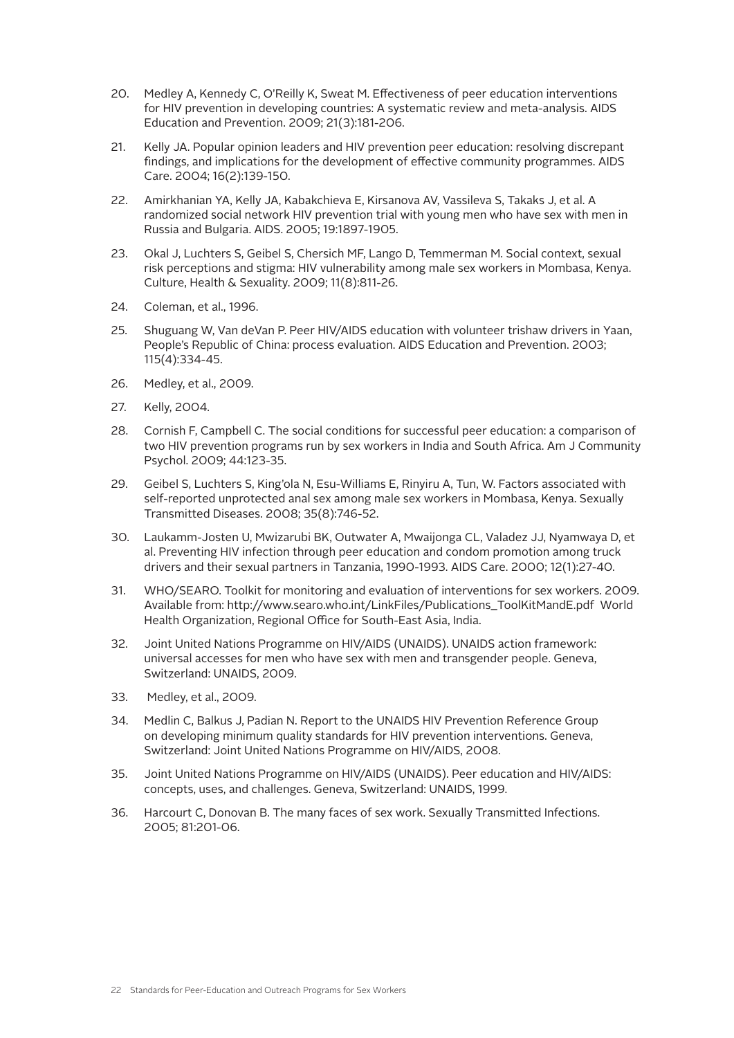20. Medley A, Kennedy C, O'Reilly K, Sweat M. Effectiveness of peer education interventions for HIV prevention in developing countries: A systematic review and meta-analysis. AIDS Education and Prevention. 2009; 21(3):181-206.

21. Kelly JA. Popular opinion leaders and HIV prevention peer education: resolving discrepant findings, and implications for the development of effective community programmes. AIDS Care. 2004; 16(2):139-150.

22. Amirkhanian YA, Kelly JA, Kabakchieva E, Kirsanova AV, Vassileva S, Takaks J, et al. A randomized social network HIV prevention trial with young men who have sex with men in Russia and Bulgaria. AIDS. 2005; 19:1897-1905.

23. Okal J, Luchters S, Geibel S, Chersich MF, Lango D, Temmerman M. Social context, sexual risk perceptions and stigma: HIV vulnerability among male sex workers in Mombasa, Kenya. Culture, Health & Sexuality. 2009; 11(8):811-26.

24. Coleman, et al., 1996.

25. Shuguang W, Van deVan P. Peer HIV/AIDS education with volunteer trishaw drivers in Yaan, People's Republic of China: process evaluation. AIDS Education and Prevention. 2003; 115(4):334-45.

26. Medley, et al., 2009.

27. Kelly, 2004.

28. Cornish F, Campbell C. The social conditions for successful peer education: a comparison of two HIV prevention programs run by sex workers in India and South Africa. Am J Community Psychol. 2009; 44:123-35.

29. Geibel S, Luchters S, King'ola N, Esu-Williams E, Rinyiru A, Tun, W. Factors associated with self-reported unprotected anal sex among male sex workers in Mombasa, Kenya. Sexually Transmitted Diseases. 2008; 35(8):746-52.

30. Laukamm-Josten U, Mwizarubi BK, Outwater A, Mwaijonga CL, Valadez JJ, Nyamwaya D, et al. Preventing HIV infection through peer education and condom promotion among truck drivers and their sexual partners in Tanzania, 1990-1993. AIDS Care. 2000; 12(1):27-40.

31. WHO/SEARO. Toolkit for monitoring and evaluation of interventions for sex workers. 2009. Available from: http://www.searo.who.int/LinkFiles/Publications_ToolKitMandE.pdf World Health Organization, Regional Office for South-East Asia, India.

32. Joint United Nations Programme on HIV/AIDS (UNAIDS). UNAIDS action framework: universal accesses for men who have sex with men and transgender people. Geneva, Switzerland: UNAIDS, 2009.

33. Medley, et al., 2009.

34. Medlin C, Balkus J, Padian N. Report to the UNAIDS HIV Prevention Reference Group on developing minimum quality standards for HIV prevention interventions. Geneva, Switzerland: Joint United Nations Programme on HIV/AIDS, 2008.

35. Joint United Nations Programme on HIV/AIDS (UNAIDS). Peer education and HIV/AIDS: concepts, uses, and challenges. Geneva, Switzerland: UNAIDS, 1999.

36. Harcourt C, Donovan B. The many faces of sex work. Sexually Transmitted Infections. 2005; 81:201-06.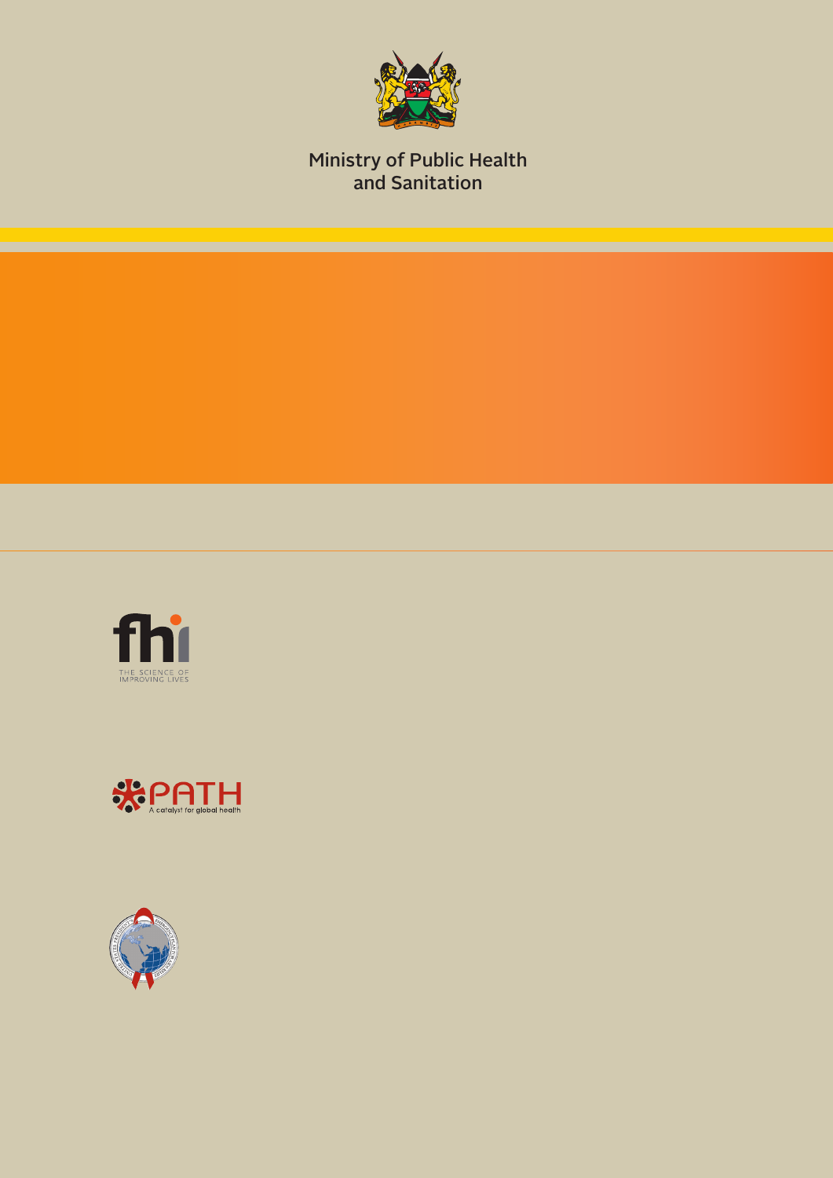Ministry of Public Health
and Sanitation

fhi
THE SCIENCE OF
IMPROVING LIVES

PATH
A catalyst for global health